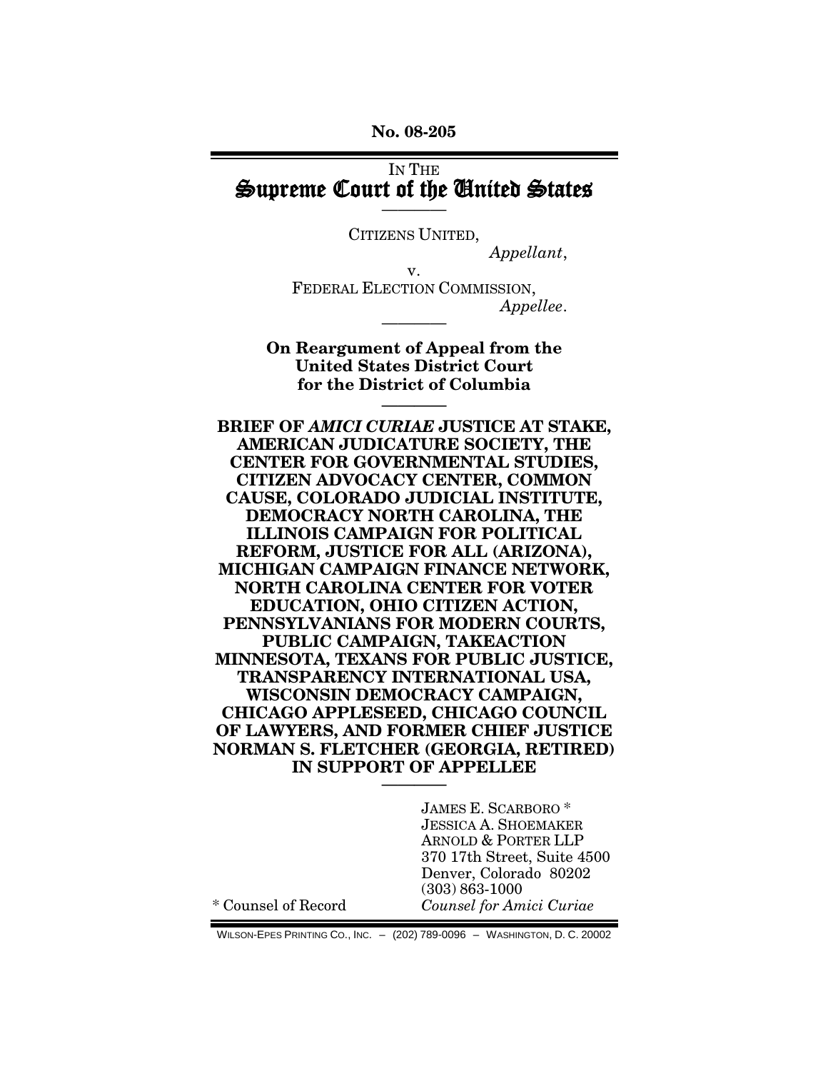No. 08-205

IN THE

# Supreme Court of the United States

---

CITIZENS UNITED,

*Appellant*,

v.

FEDERAL ELECTION COMMISSION,

*Appellee*.

---

**On Reargument of Appeal from the United States District Court for the District of Columbia**

---

**BRIEF OF *AMICI CURIAE* JUSTICE AT STAKE, AMERICAN JUDICATURE SOCIETY, THE CENTER FOR GOVERNMENTAL STUDIES, CITIZEN ADVOCACY CENTER, COMMON CAUSE, COLORADO JUDICIAL INSTITUTE, DEMOCRACY NORTH CAROLINA, THE ILLINOIS CAMPAIGN FOR POLITICAL REFORM, JUSTICE FOR ALL (ARIZONA), MICHIGAN CAMPAIGN FINANCE NETWORK, NORTH CAROLINA CENTER FOR VOTER EDUCATION, OHIO CITIZEN ACTION, PENNSYLVANIANS FOR MODERN COURTS, PUBLIC CAMPAIGN, TAKEACTION MINNESOTA, TEXANS FOR PUBLIC JUSTICE, TRANSPARENCY INTERNATIONAL USA, WISCONSIN DEMOCRACY CAMPAIGN, CHICAGO APPLESEED, CHICAGO COUNCIL OF LAWYERS, AND FORMER CHIEF JUSTICE NORMAN S. FLETCHER (GEORGIA, RETIRED) IN SUPPORT OF APPELLEE**

---

JAMES E. SCARBORO *
JESSICA A. SHOEMAKER
ARNOLD & PORTER LLP
370 17th Street, Suite 4500
Denver, Colorado 80202
(303) 863-1000
*Counsel for Amici Curiae*

* Counsel of Record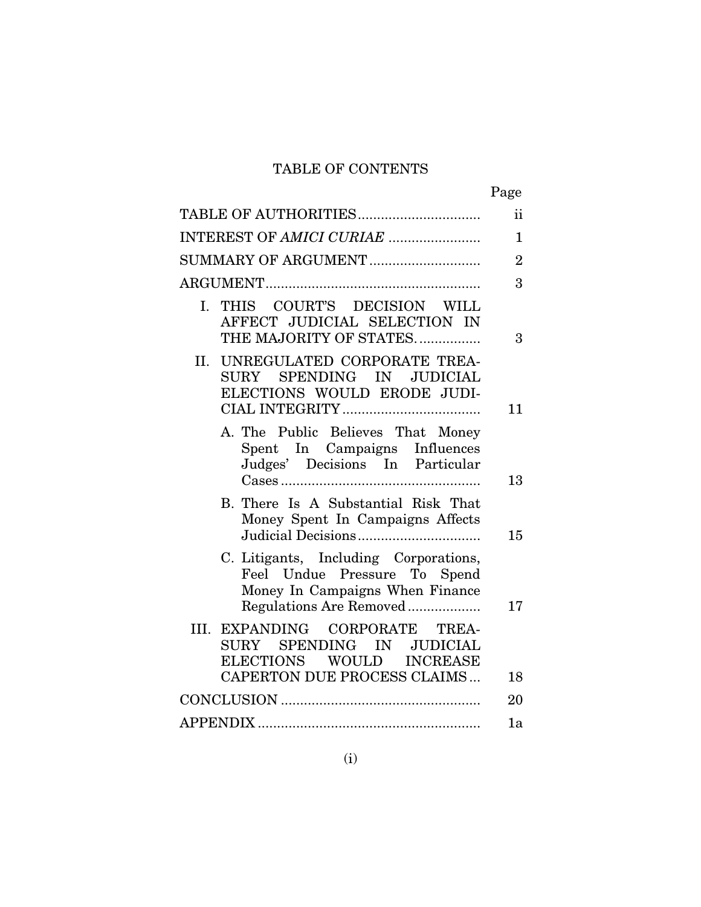# TABLE OF CONTENTS

| | Page |
|---|---|
| TABLE OF AUTHORITIES | ii |
| INTEREST OF *AMICI CURIAE* | 1 |
| SUMMARY OF ARGUMENT | 2 |
| ARGUMENT | 3 |
| I. THIS COURT'S DECISION WILL AFFECT JUDICIAL SELECTION IN THE MAJORITY OF STATES. | 3 |
| II. UNREGULATED CORPORATE TREASURY SPENDING IN JUDICIAL ELECTIONS WOULD ERODE JUDICIAL INTEGRITY | 11 |
| A. The Public Believes That Money Spent In Campaigns Influences Judges' Decisions In Particular Cases | 13 |
| B. There Is A Substantial Risk That Money Spent In Campaigns Affects Judicial Decisions | 15 |
| C. Litigants, Including Corporations, Feel Undue Pressure To Spend Money In Campaigns When Finance Regulations Are Removed | 17 |
| III. EXPANDING CORPORATE TREASURY SPENDING IN JUDICIAL ELECTIONS WOULD INCREASE CAPERTON DUE PROCESS CLAIMS | 18 |
| CONCLUSION | 20 |
| APPENDIX | 1a |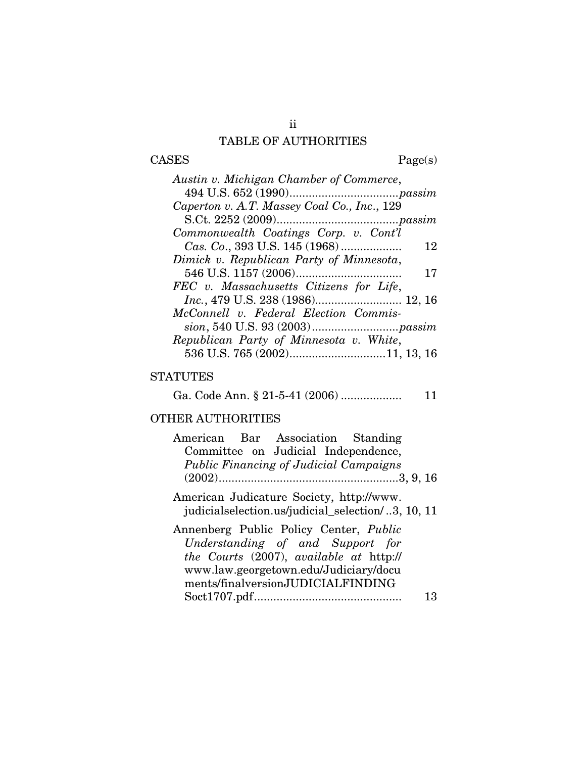# TABLE OF AUTHORITIES

CASES Page(s)

*Austin v. Michigan Chamber of Commerce*, 494 U.S. 652 (1990)..................................*passim*

*Caperton v. A.T. Massey Coal Co., Inc*., 129 S.Ct. 2252 (2009)......................................*passim*

*Commonwealth Coatings Corp. v. Cont'l Cas. Co*., 393 U.S. 145 (1968) .................. 12

*Dimick v. Republican Party of Minnesota*, 546 U.S. 1157 (2006)................................. 17

*FEC v. Massachusetts Citizens for Life, Inc.*, 479 U.S. 238 (1986)........................... 12, 16

*McConnell v. Federal Election Commission*, 540 U.S. 93 (2003)...........................*passim*

*Republican Party of Minnesota v. White*, 536 U.S. 765 (2002).............................11, 13, 16

STATUTES

Ga. Code Ann. § 21-5-41 (2006) .................. 11

OTHER AUTHORITIES

American Bar Association Standing Committee on Judicial Independence, *Public Financing of Judicial Campaigns* (2002).......................................................3, 9, 16

American Judicature Society, http://www.judicialselection.us/judicial_selection/ ..3, 10, 11

Annenberg Public Policy Center, *Public Understanding of and Support for the Courts* (2007), *available at* http://www.law.georgetown.edu/Judiciary/documents/finalversionJUDICIALFINDINGSoct1707.pdf............................................. 13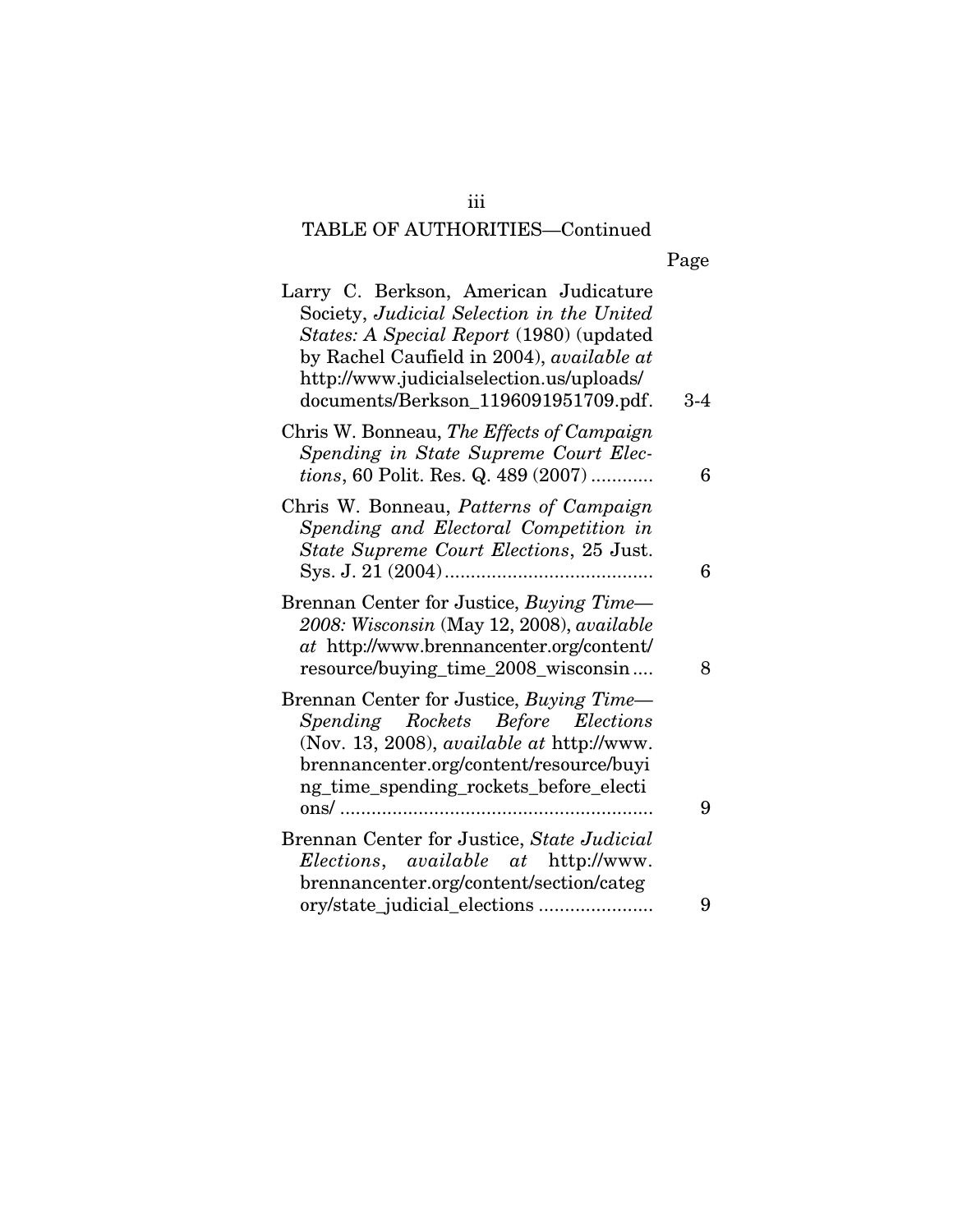TABLE OF AUTHORITIES—Continued

| | Page |
|---|---|
| Larry C. Berkson, American Judicature Society, *Judicial Selection in the United States: A Special Report* (1980) (updated by Rachel Caufield in 2004), *available at* http://www.judicialselection.us/uploads/documents/Berkson_1196091951709.pdf. | 3-4 |
| Chris W. Bonneau, *The Effects of Campaign Spending in State Supreme Court Elections*, 60 Polit. Res. Q. 489 (2007) ............ | 6 |
| Chris W. Bonneau, *Patterns of Campaign Spending and Electoral Competition in State Supreme Court Elections*, 25 Just. Sys. J. 21 (2004) ........................................ | 6 |
| Brennan Center for Justice, *Buying Time—2008: Wisconsin* (May 12, 2008), *available at* http://www.brennancenter.org/content/resource/buying_time_2008_wisconsin .... | 8 |
| Brennan Center for Justice, *Buying Time—Spending Rockets Before Elections* (Nov. 13, 2008), *available at* http://www.brennancenter.org/content/resource/buying_time_spending_rockets_before_elections/ ............................................................ | 9 |
| Brennan Center for Justice, *State Judicial Elections*, *available at* http://www.brennancenter.org/content/section/category/state_judicial_elections ...................... | 9 |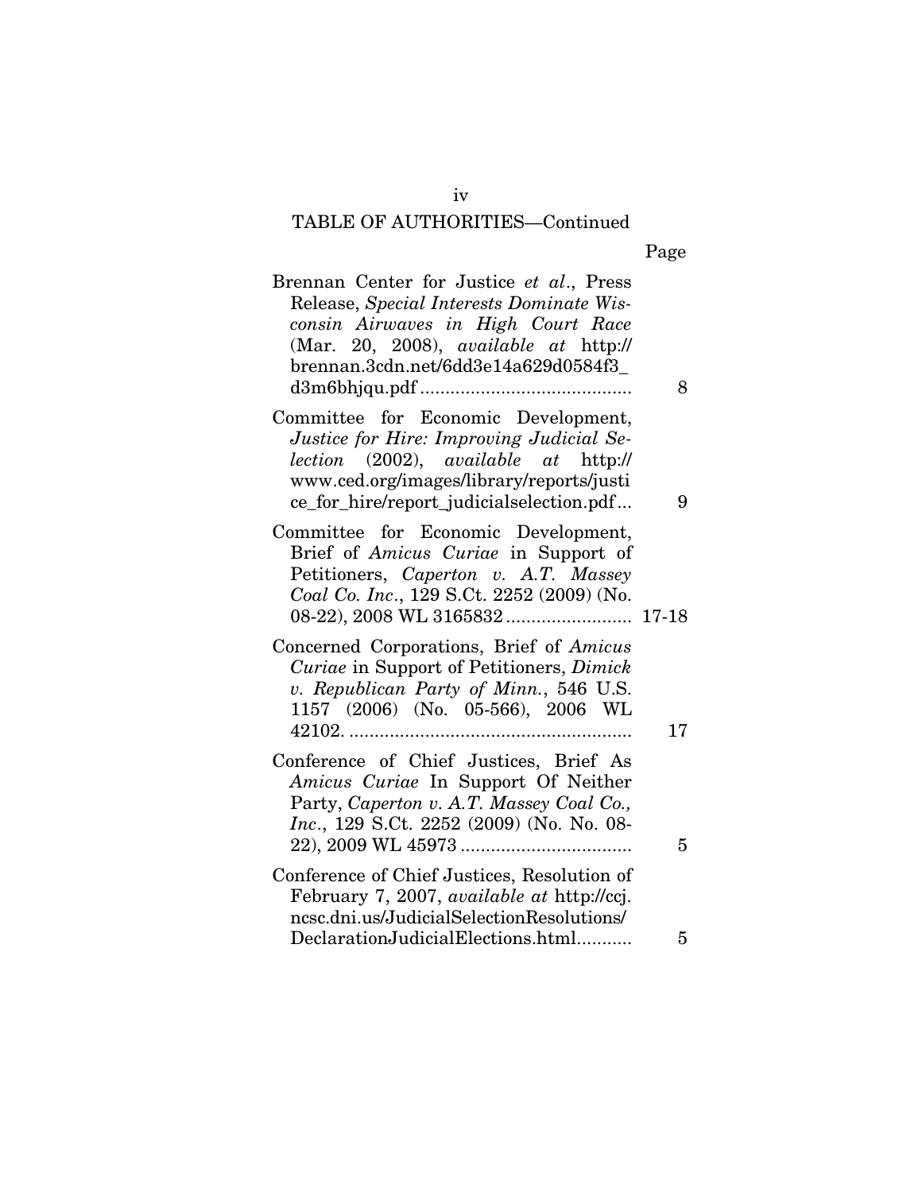TABLE OF AUTHORITIES—Continued

| | Page |
|---|---|
| Brennan Center for Justice *et al*., Press Release, *Special Interests Dominate Wisconsin Airwaves in High Court Race* (Mar. 20, 2008), *available at* http://brennan.3cdn.net/6dd3e14a629d0584f3_d3m6bhjqu.pdf | 8 |
| Committee for Economic Development, *Justice for Hire: Improving Judicial Selection* (2002), *available at* http://www.ced.org/images/library/reports/justice_for_hire/report_judicialselection.pdf | 9 |
| Committee for Economic Development, Brief of *Amicus Curiae* in Support of Petitioners, *Caperton v. A.T. Massey Coal Co. Inc*., 129 S.Ct. 2252 (2009) (No. 08-22), 2008 WL 3165832 | 17-18 |
| Concerned Corporations, Brief of *Amicus Curiae* in Support of Petitioners, *Dimick v. Republican Party of Minn.*, 546 U.S. 1157 (2006) (No. 05-566), 2006 WL 42102. | 17 |
| Conference of Chief Justices, Brief As *Amicus Curiae* In Support Of Neither Party, *Caperton v. A.T. Massey Coal Co., Inc*., 129 S.Ct. 2252 (2009) (No. No. 08-22), 2009 WL 45973 | 5 |
| Conference of Chief Justices, Resolution of February 7, 2007, *available at* http://ccj.ncsc.dni.us/JudicialSelectionResolutions/DeclarationJudicialElections.html | 5 |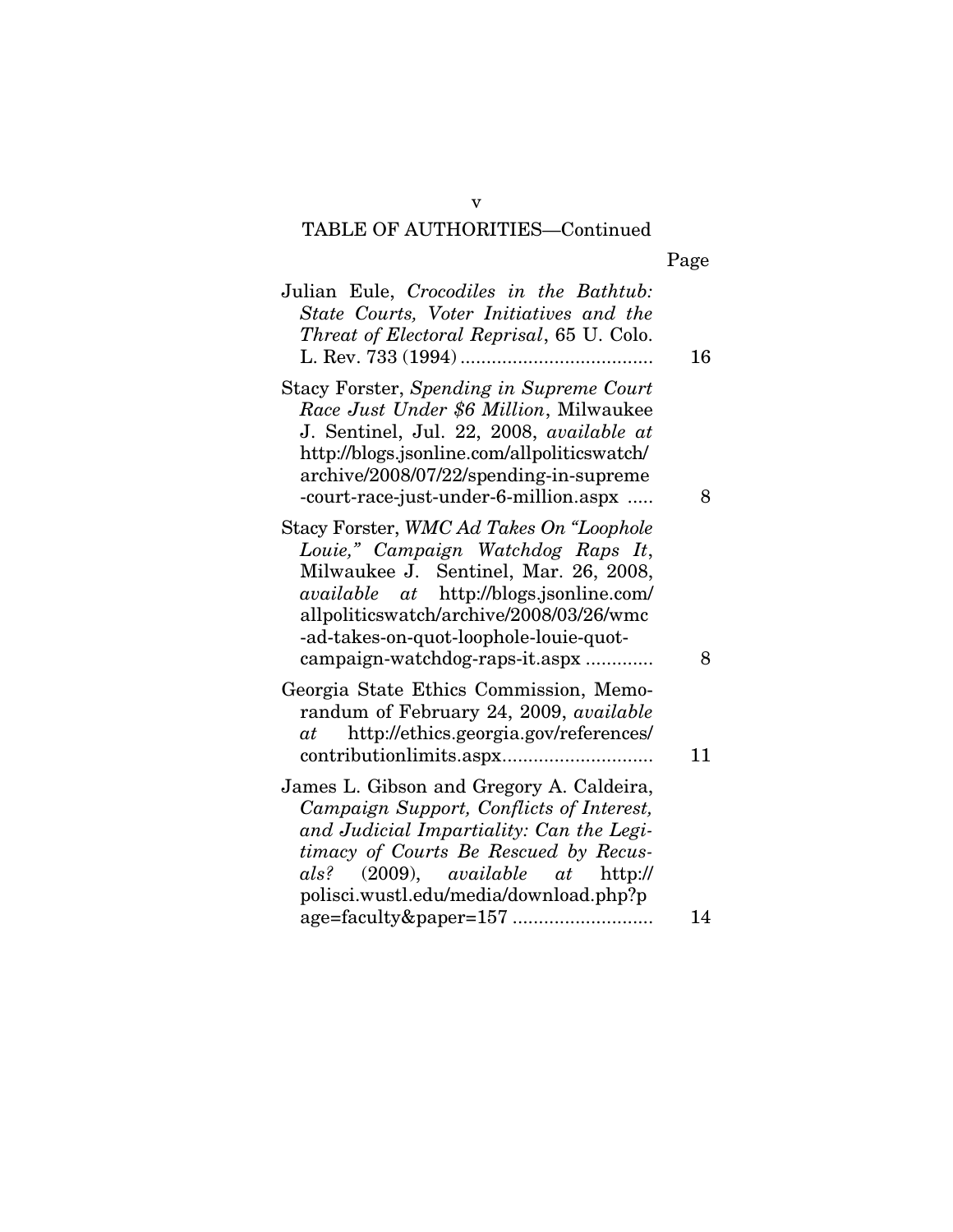## TABLE OF AUTHORITIES—Continued

| | Page |
|---|---|
| Julian Eule, *Crocodiles in the Bathtub: State Courts, Voter Initiatives and the Threat of Electoral Reprisal*, 65 U. Colo. L. Rev. 733 (1994) | 16 |
| Stacy Forster, *Spending in Supreme Court Race Just Under $6 Million*, Milwaukee J. Sentinel, Jul. 22, 2008, *available at* http://blogs.jsonline.com/allpoliticswatch/archive/2008/07/22/spending-in-supreme-court-race-just-under-6-million.aspx | 8 |
| Stacy Forster, *WMC Ad Takes On "Loophole Louie," Campaign Watchdog Raps It*, Milwaukee J. Sentinel, Mar. 26, 2008, *available at* http://blogs.jsonline.com/allpoliticswatch/archive/2008/03/26/wmc-ad-takes-on-quot-loophole-louie-quot-campaign-watchdog-raps-it.aspx | 8 |
| Georgia State Ethics Commission, Memorandum of February 24, 2009, *available at* http://ethics.georgia.gov/references/contributionlimits.aspx | 11 |
| James L. Gibson and Gregory A. Caldeira, *Campaign Support, Conflicts of Interest, and Judicial Impartiality: Can the Legitimacy of Courts Be Rescued by Recusals?* (2009), *available at* http://polisci.wustl.edu/media/download.php?page=faculty&paper=157 | 14 |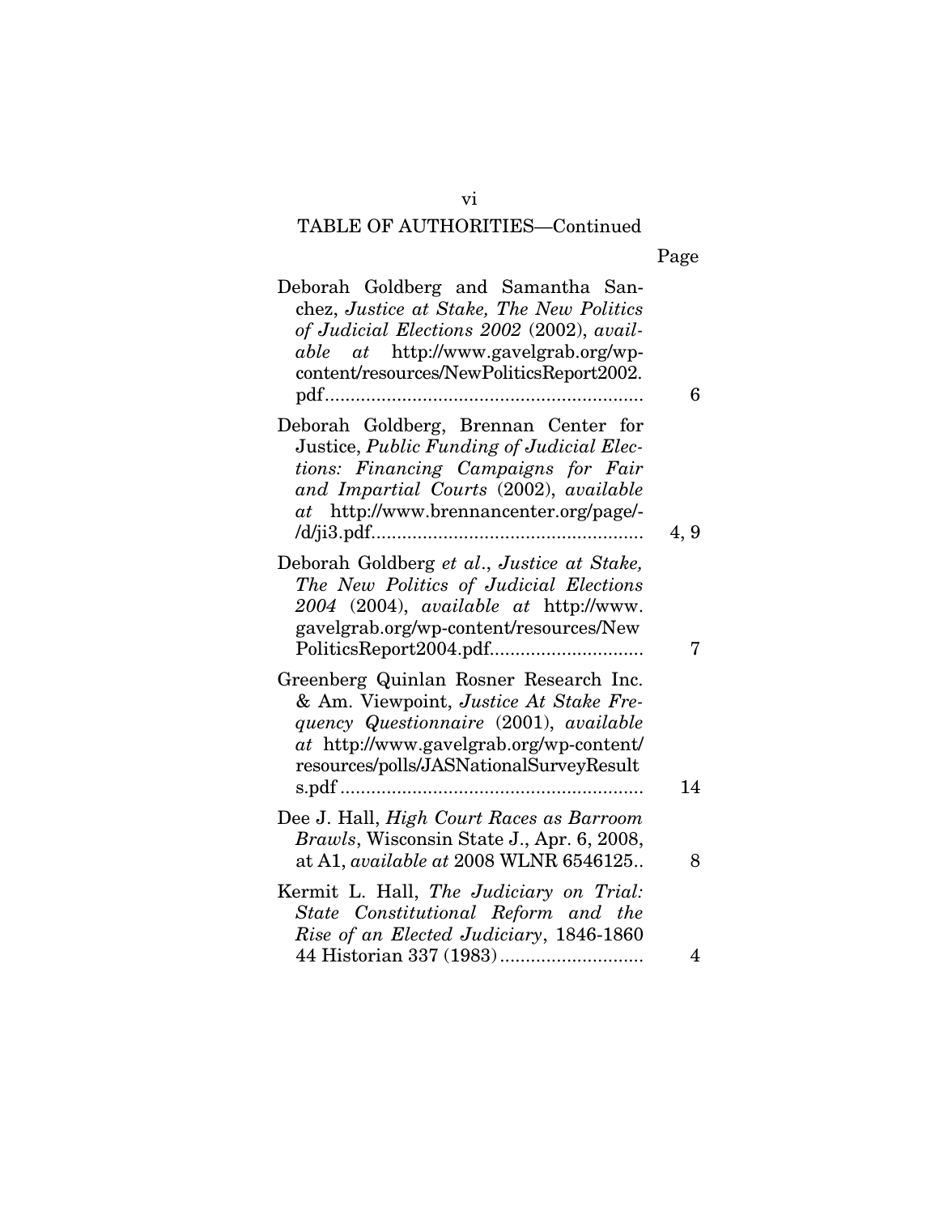## TABLE OF AUTHORITIES—Continued

| | Page |
|---|---|
| Deborah Goldberg and Samantha Sanchez, *Justice at Stake, The New Politics of Judicial Elections 2002* (2002), *available at* http://www.gavelgrab.org/wp-content/resources/NewPoliticsReport2002.pdf | 6 |
| Deborah Goldberg, Brennan Center for Justice, *Public Funding of Judicial Elections: Financing Campaigns for Fair and Impartial Courts* (2002), *available at* http://www.brennancenter.org/page/-/d/ji3.pdf | 4, 9 |
| Deborah Goldberg *et al*., *Justice at Stake, The New Politics of Judicial Elections 2004* (2004), *available at* http://www.gavelgrab.org/wp-content/resources/NewPoliticsReport2004.pdf | 7 |
| Greenberg Quinlan Rosner Research Inc. & Am. Viewpoint, *Justice At Stake Frequency Questionnaire* (2001), *available at* http://www.gavelgrab.org/wp-content/resources/polls/JASNationalSurveyResults.pdf | 14 |
| Dee J. Hall, *High Court Races as Barroom Brawls*, Wisconsin State J., Apr. 6, 2008, at A1, *available at* 2008 WLNR 6546125 | 8 |
| Kermit L. Hall, *The Judiciary on Trial: State Constitutional Reform and the Rise of an Elected Judiciary*, 1846-1860 44 Historian 337 (1983) | 4 |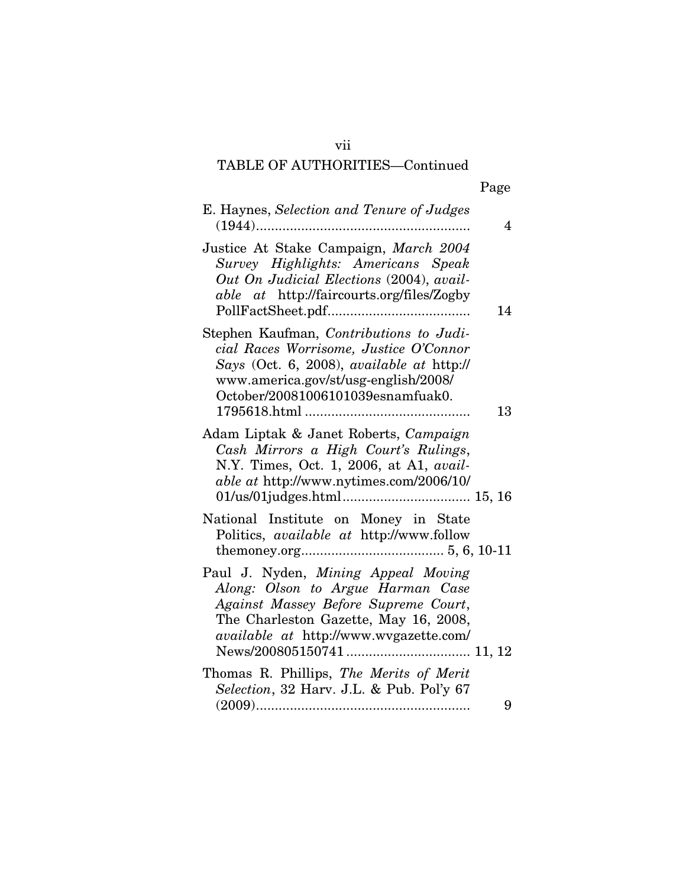## TABLE OF AUTHORITIES—Continued

| | Page |
|---|---|
| E. Haynes, *Selection and Tenure of Judges* (1944) | 4 |
| Justice At Stake Campaign, *March 2004 Survey Highlights: Americans Speak Out On Judicial Elections* (2004), *available at* http://faircourts.org/files/ZogbyPollFactSheet.pdf | 14 |
| Stephen Kaufman, *Contributions to Judicial Races Worrisome, Justice O'Connor Says* (Oct. 6, 2008), *available at* http://www.america.gov/st/usg-english/2008/October/20081006101039esnamfuak0.1795618.html | 13 |
| Adam Liptak & Janet Roberts, *Campaign Cash Mirrors a High Court's Rulings*, N.Y. Times, Oct. 1, 2006, at A1, *available at* http://www.nytimes.com/2006/10/01/us/01judges.html | 15, 16 |
| National Institute on Money in State Politics, *available at* http://www.followthemoney.org | 5, 6, 10-11 |
| Paul J. Nyden, *Mining Appeal Moving Along: Olson to Argue Harman Case Against Massey Before Supreme Court*, The Charleston Gazette, May 16, 2008, *available at* http://www.wvgazette.com/News/200805150741 | 11, 12 |
| Thomas R. Phillips, *The Merits of Merit Selection*, 32 Harv. J.L. & Pub. Pol'y 67 (2009) | 9 |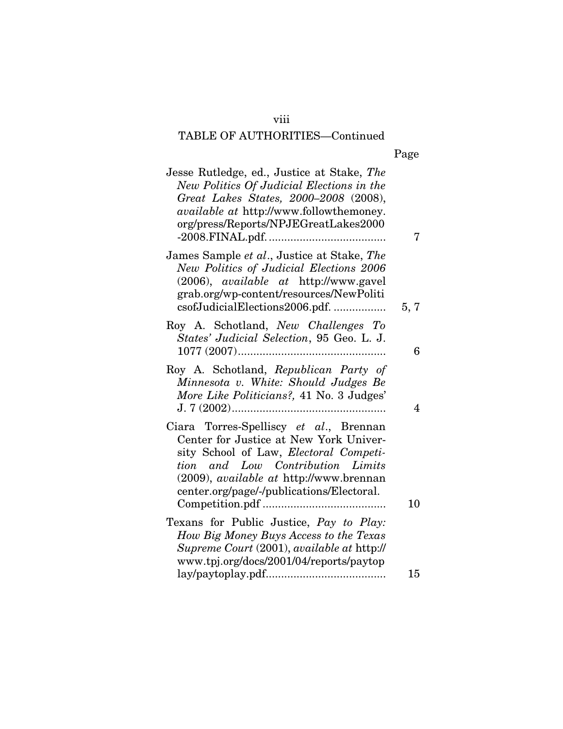## TABLE OF AUTHORITIES—Continued

| | Page |
|---|---|
| Jesse Rutledge, ed., Justice at Stake, *The New Politics Of Judicial Elections in the Great Lakes States, 2000–2008* (2008), *available at* http://www.followthemoney.org/press/Reports/NPJEGreatLakes2000-2008.FINAL.pdf. | 7 |
| James Sample *et al*., Justice at Stake, *The New Politics of Judicial Elections 2006* (2006), *available at* http://www.gavelgrab.org/wp-content/resources/NewPoliticsofJudicialElections2006.pdf. | 5, 7 |
| Roy A. Schotland, *New Challenges To States' Judicial Selection*, 95 Geo. L. J. 1077 (2007) | 6 |
| Roy A. Schotland, *Republican Party of Minnesota v. White: Should Judges Be More Like Politicians?,* 41 No. 3 Judges' J. 7 (2002) | 4 |
| Ciara Torres-Spelliscy *et al*., Brennan Center for Justice at New York University School of Law, *Electoral Competition and Low Contribution Limits* (2009), *available at* http://www.brennancenter.org/page/-/publications/Electoral.Competition.pdf | 10 |
| Texans for Public Justice, *Pay to Play: How Big Money Buys Access to the Texas Supreme Court* (2001), *available at* http://www.tpj.org/docs/2001/04/reports/paytoplay/paytoplay.pdf | 15 |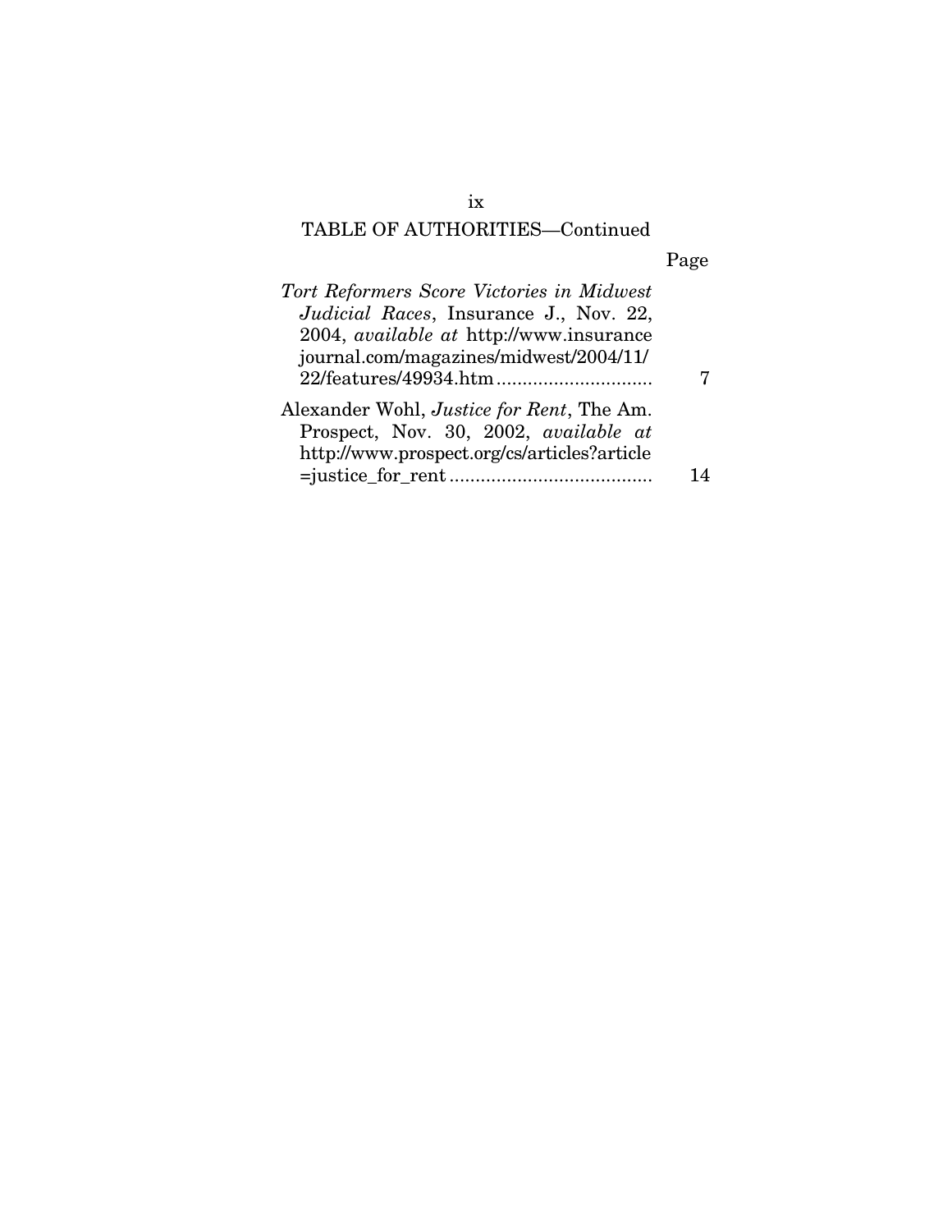TABLE OF AUTHORITIES—Continued

| | Page |
|---|---|
| *Tort Reformers Score Victories in Midwest Judicial Races*, Insurance J., Nov. 22, 2004, *available at* http://www.insurancejournal.com/magazines/midwest/2004/11/22/features/49934.htm | 7 |
| Alexander Wohl, *Justice for Rent*, The Am. Prospect, Nov. 30, 2002, *available at* http://www.prospect.org/cs/articles?article=justice_for_rent | 14 |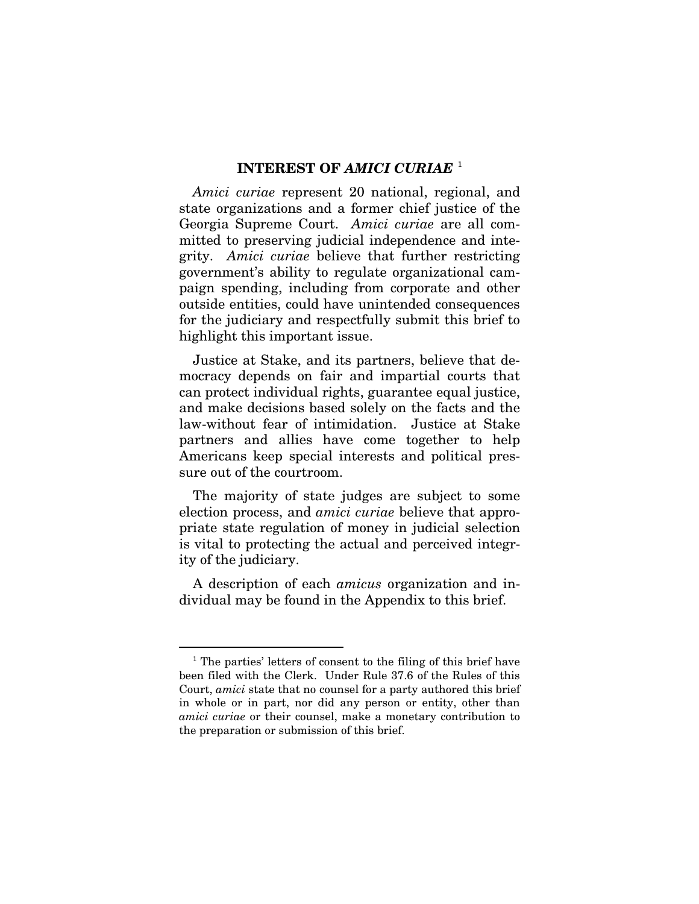## INTEREST OF *AMICI CURIAE* [1]

*Amici curiae* represent 20 national, regional, and state organizations and a former chief justice of the Georgia Supreme Court. *Amici curiae* are all committed to preserving judicial independence and integrity. *Amici curiae* believe that further restricting government's ability to regulate organizational campaign spending, including from corporate and other outside entities, could have unintended consequences for the judiciary and respectfully submit this brief to highlight this important issue.

Justice at Stake, and its partners, believe that democracy depends on fair and impartial courts that can protect individual rights, guarantee equal justice, and make decisions based solely on the facts and the law-without fear of intimidation. Justice at Stake partners and allies have come together to help Americans keep special interests and political pressure out of the courtroom.

The majority of state judges are subject to some election process, and *amici curiae* believe that appropriate state regulation of money in judicial selection is vital to protecting the actual and perceived integrity of the judiciary.

A description of each *amicus* organization and individual may be found in the Appendix to this brief.

---

[1] The parties' letters of consent to the filing of this brief have been filed with the Clerk. Under Rule 37.6 of the Rules of this Court, *amici* state that no counsel for a party authored this brief in whole or in part, nor did any person or entity, other than *amici curiae* or their counsel, make a monetary contribution to the preparation or submission of this brief.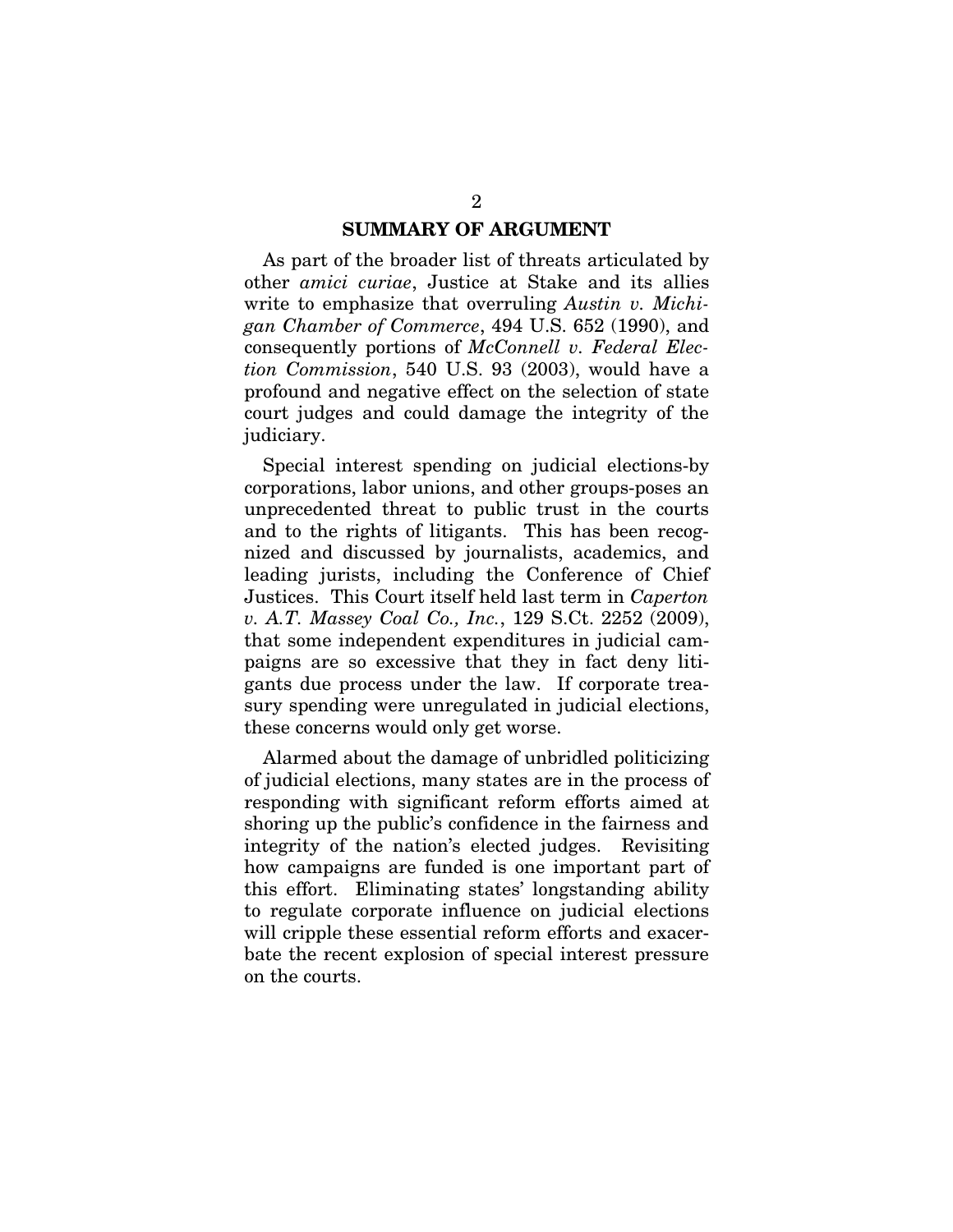## SUMMARY OF ARGUMENT

As part of the broader list of threats articulated by other *amici curiae*, Justice at Stake and its allies write to emphasize that overruling *Austin v. Michigan Chamber of Commerce*, 494 U.S. 652 (1990), and consequently portions of *McConnell v. Federal Election Commission*, 540 U.S. 93 (2003), would have a profound and negative effect on the selection of state court judges and could damage the integrity of the judiciary.

Special interest spending on judicial elections-by corporations, labor unions, and other groups-poses an unprecedented threat to public trust in the courts and to the rights of litigants. This has been recognized and discussed by journalists, academics, and leading jurists, including the Conference of Chief Justices. This Court itself held last term in *Caperton v. A.T. Massey Coal Co., Inc.*, 129 S.Ct. 2252 (2009), that some independent expenditures in judicial campaigns are so excessive that they in fact deny litigants due process under the law. If corporate treasury spending were unregulated in judicial elections, these concerns would only get worse.

Alarmed about the damage of unbridled politicizing of judicial elections, many states are in the process of responding with significant reform efforts aimed at shoring up the public's confidence in the fairness and integrity of the nation's elected judges. Revisiting how campaigns are funded is one important part of this effort. Eliminating states' longstanding ability to regulate corporate influence on judicial elections will cripple these essential reform efforts and exacerbate the recent explosion of special interest pressure on the courts.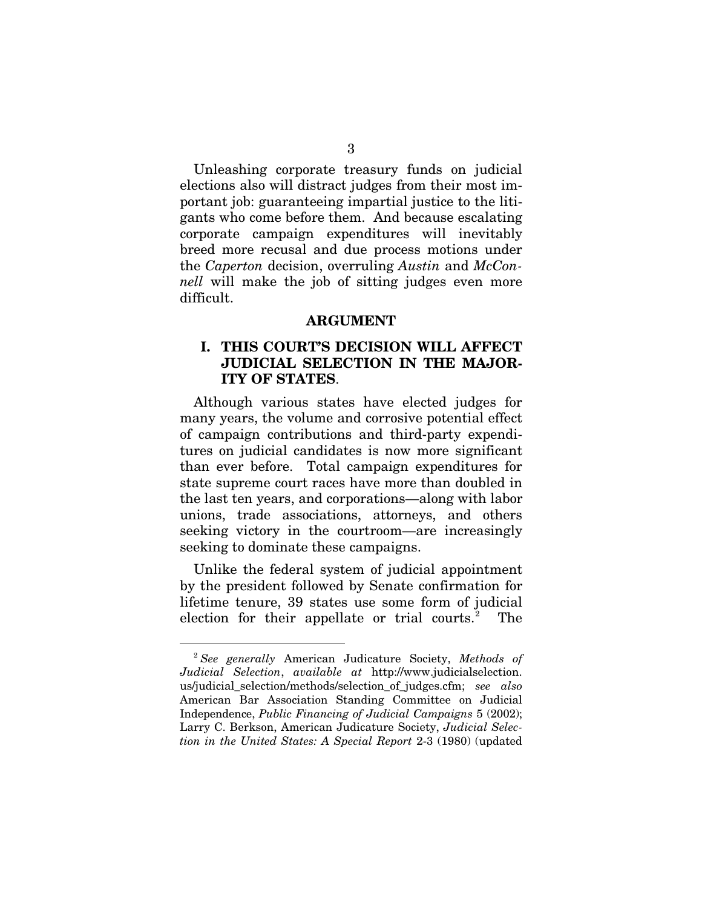Unleashing corporate treasury funds on judicial elections also will distract judges from their most important job: guaranteeing impartial justice to the litigants who come before them. And because escalating corporate campaign expenditures will inevitably breed more recusal and due process motions under the *Caperton* decision, overruling *Austin* and *McConnell* will make the job of sitting judges even more difficult.

## ARGUMENT

### I. THIS COURT'S DECISION WILL AFFECT JUDICIAL SELECTION IN THE MAJORITY OF STATES.

Although various states have elected judges for many years, the volume and corrosive potential effect of campaign contributions and third-party expenditures on judicial candidates is now more significant than ever before. Total campaign expenditures for state supreme court races have more than doubled in the last ten years, and corporations—along with labor unions, trade associations, attorneys, and others seeking victory in the courtroom—are increasingly seeking to dominate these campaigns.

Unlike the federal system of judicial appointment by the president followed by Senate confirmation for lifetime tenure, 39 states use some form of judicial election for their appellate or trial courts.[2] The

---

[2] *See generally* American Judicature Society, *Methods of Judicial Selection*, *available at* http://www.judicialselection.us/judicial_selection/methods/selection_of_judges.cfm; *see also* American Bar Association Standing Committee on Judicial Independence, *Public Financing of Judicial Campaigns* 5 (2002); Larry C. Berkson, American Judicature Society, *Judicial Selection in the United States: A Special Report* 2-3 (1980) (updated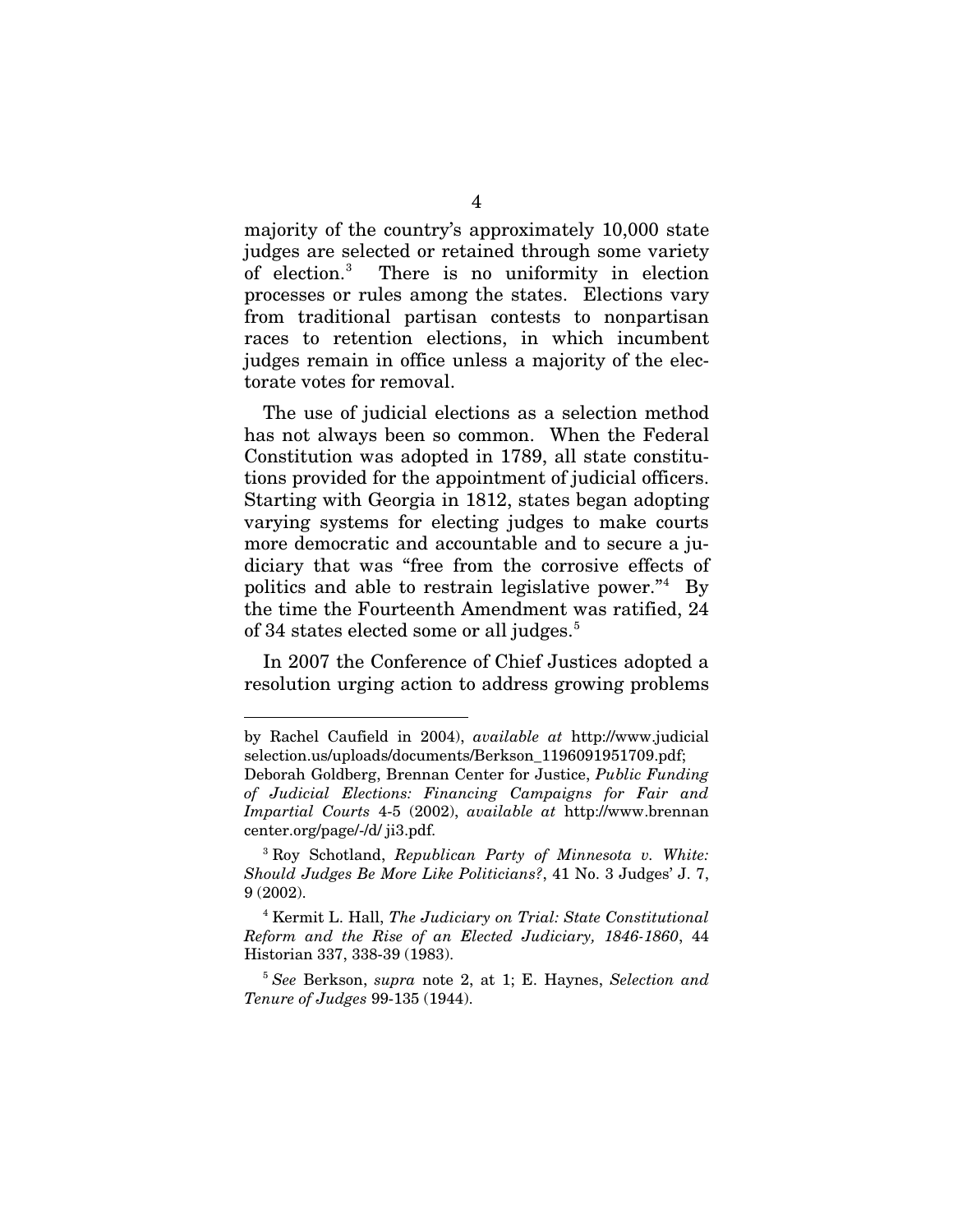majority of the country's approximately 10,000 state judges are selected or retained through some variety of election.[3] There is no uniformity in election processes or rules among the states. Elections vary from traditional partisan contests to nonpartisan races to retention elections, in which incumbent judges remain in office unless a majority of the electorate votes for removal.

The use of judicial elections as a selection method has not always been so common. When the Federal Constitution was adopted in 1789, all state constitutions provided for the appointment of judicial officers. Starting with Georgia in 1812, states began adopting varying systems for electing judges to make courts more democratic and accountable and to secure a judiciary that was "free from the corrosive effects of politics and able to restrain legislative power."[4] By the time the Fourteenth Amendment was ratified, 24 of 34 states elected some or all judges.[5]

In 2007 the Conference of Chief Justices adopted a resolution urging action to address growing problems

---

by Rachel Caufield in 2004), *available at* http://www.judicialselection.us/uploads/documents/Berkson_1196091951709.pdf; Deborah Goldberg, Brennan Center for Justice, *Public Funding of Judicial Elections: Financing Campaigns for Fair and Impartial Courts* 4-5 (2002), *available at* http://www.brennancenter.org/page/-/d/ ji3.pdf.

[3] Roy Schotland, *Republican Party of Minnesota v. White: Should Judges Be More Like Politicians?*, 41 No. 3 Judges' J. 7, 9 (2002).

[4] Kermit L. Hall, *The Judiciary on Trial: State Constitutional Reform and the Rise of an Elected Judiciary, 1846-1860*, 44 Historian 337, 338-39 (1983).

[5] *See* Berkson, *supra* note 2, at 1; E. Haynes, *Selection and Tenure of Judges* 99-135 (1944).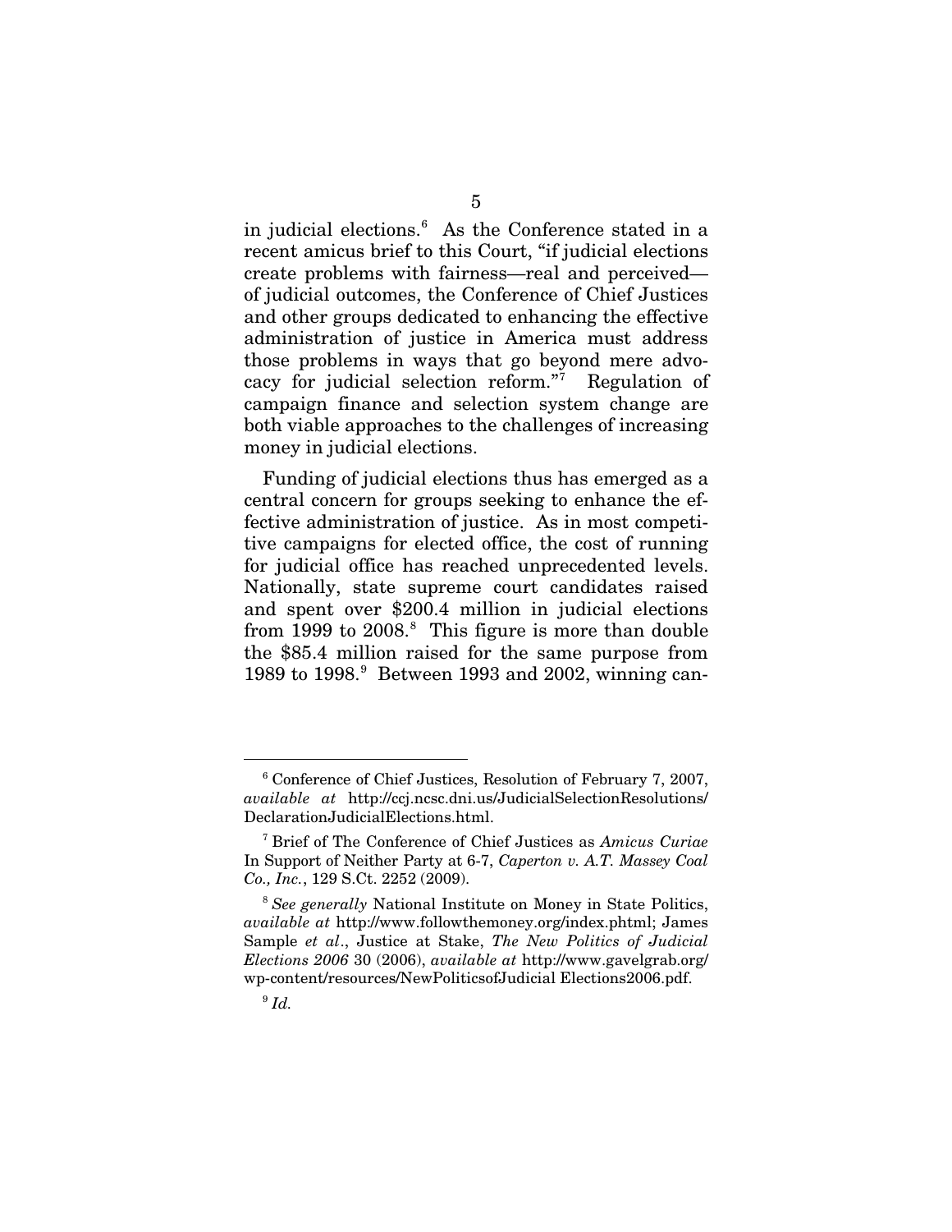in judicial elections.[6] As the Conference stated in a recent amicus brief to this Court, "if judicial elections create problems with fairness—real and perceived—of judicial outcomes, the Conference of Chief Justices and other groups dedicated to enhancing the effective administration of justice in America must address those problems in ways that go beyond mere advocacy for judicial selection reform."[7] Regulation of campaign finance and selection system change are both viable approaches to the challenges of increasing money in judicial elections.

Funding of judicial elections thus has emerged as a central concern for groups seeking to enhance the effective administration of justice. As in most competitive campaigns for elected office, the cost of running for judicial office has reached unprecedented levels. Nationally, state supreme court candidates raised and spent over $200.4 million in judicial elections from 1999 to 2008.[8] This figure is more than double the $85.4 million raised for the same purpose from 1989 to 1998.[9] Between 1993 and 2002, winning can-

---

[6] Conference of Chief Justices, Resolution of February 7, 2007, *available at* http://ccj.ncsc.dni.us/JudicialSelectionResolutions/DeclarationJudicialElections.html.

[7] Brief of The Conference of Chief Justices as *Amicus Curiae* In Support of Neither Party at 6-7, *Caperton v. A.T. Massey Coal Co., Inc.*, 129 S.Ct. 2252 (2009).

[8] *See generally* National Institute on Money in State Politics, *available at* http://www.followthemoney.org/index.phtml; James Sample *et al*., Justice at Stake, *The New Politics of Judicial Elections 2006* 30 (2006), *available at* http://www.gavelgrab.org/wp-content/resources/NewPoliticsofJudicial Elections2006.pdf.

[9] *Id.*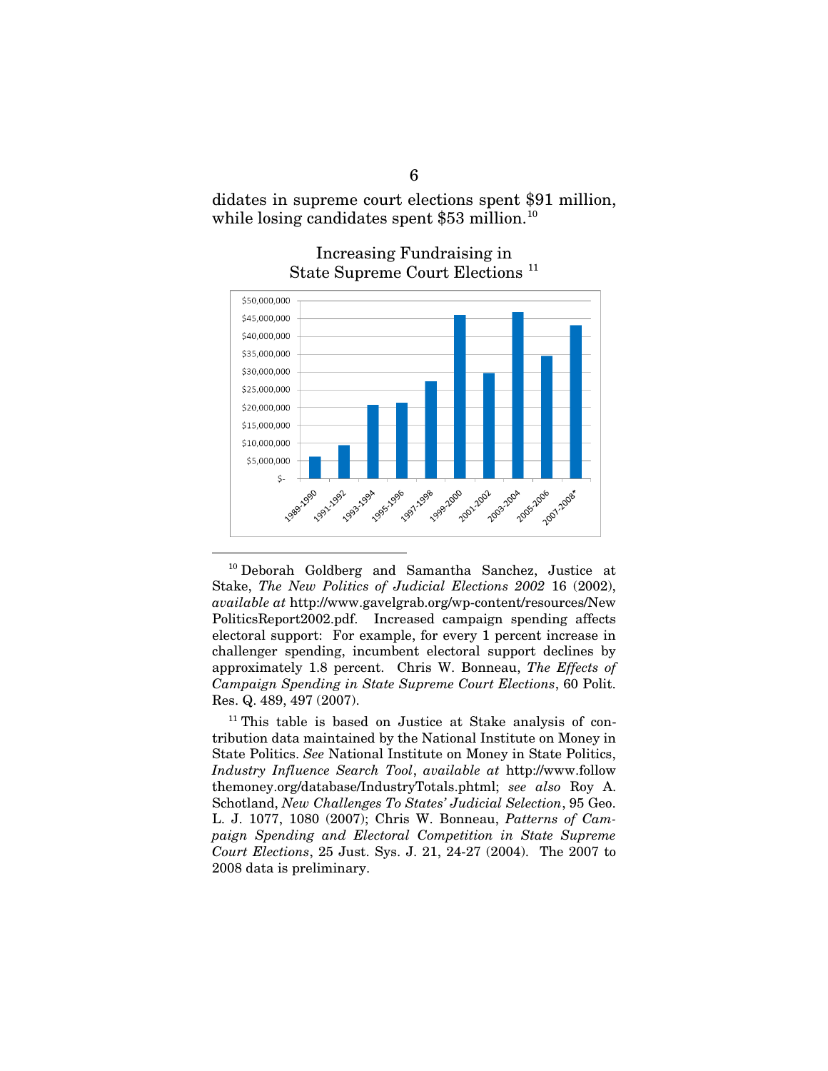didates in supreme court elections spent $91 million, while losing candidates spent $53 million.[10]

Increasing Fundraising in State Supreme Court Elections [11]

---

[10] Deborah Goldberg and Samantha Sanchez, Justice at Stake, *The New Politics of Judicial Elections 2002* 16 (2002), *available at* http://www.gavelgrab.org/wp-content/resources/NewPoliticsReport2002.pdf. Increased campaign spending affects electoral support: For example, for every 1 percent increase in challenger spending, incumbent electoral support declines by approximately 1.8 percent. Chris W. Bonneau, *The Effects of Campaign Spending in State Supreme Court Elections*, 60 Polit. Res. Q. 489, 497 (2007).

[11] This table is based on Justice at Stake analysis of contribution data maintained by the National Institute on Money in State Politics. *See* National Institute on Money in State Politics, *Industry Influence Search Tool*, *available at* http://www.followthemoney.org/database/IndustryTotals.phtml; *see also* Roy A. Schotland, *New Challenges To States' Judicial Selection*, 95 Geo. L. J. 1077, 1080 (2007); Chris W. Bonneau, *Patterns of Campaign Spending and Electoral Competition in State Supreme Court Elections*, 25 Just. Sys. J. 21, 24-27 (2004). The 2007 to 2008 data is preliminary.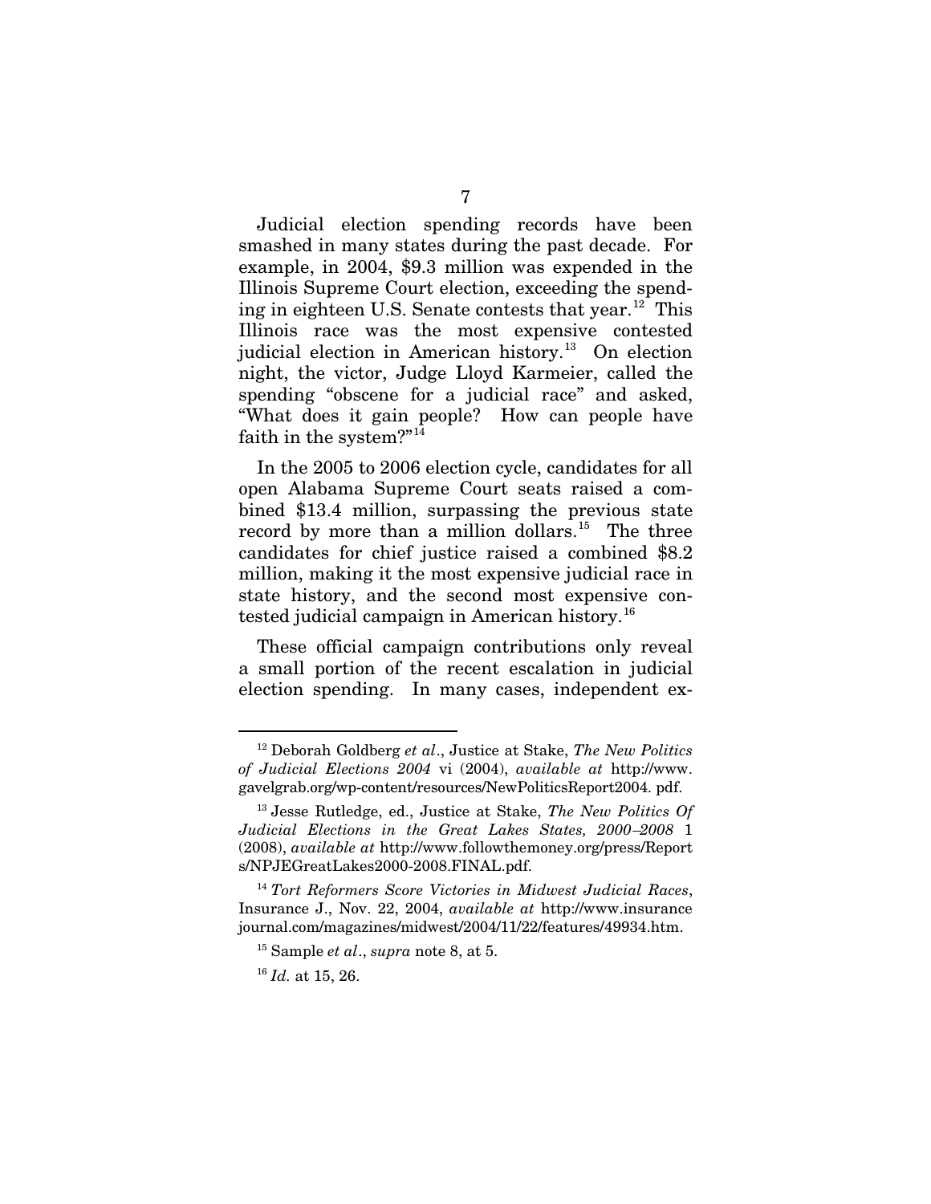Judicial election spending records have been smashed in many states during the past decade. For example, in 2004, $9.3 million was expended in the Illinois Supreme Court election, exceeding the spending in eighteen U.S. Senate contests that year.[12] This Illinois race was the most expensive contested judicial election in American history.[13] On election night, the victor, Judge Lloyd Karmeier, called the spending "obscene for a judicial race" and asked, "What does it gain people? How can people have faith in the system?"[14]

In the 2005 to 2006 election cycle, candidates for all open Alabama Supreme Court seats raised a combined $13.4 million, surpassing the previous state record by more than a million dollars.[15] The three candidates for chief justice raised a combined $8.2 million, making it the most expensive judicial race in state history, and the second most expensive contested judicial campaign in American history.[16]

These official campaign contributions only reveal a small portion of the recent escalation in judicial election spending. In many cases, independent ex-

---

[12] Deborah Goldberg *et al*., Justice at Stake, *The New Politics of Judicial Elections 2004* vi (2004), *available at* http://www.gavelgrab.org/wp-content/resources/NewPoliticsReport2004. pdf.

[13] Jesse Rutledge, ed., Justice at Stake, *The New Politics Of Judicial Elections in the Great Lakes States, 2000–2008* 1 (2008), *available at* http://www.followthemoney.org/press/Reports/NPJEGreatLakes2000-2008.FINAL.pdf.

[14] *Tort Reformers Score Victories in Midwest Judicial Races*, Insurance J., Nov. 22, 2004, *available at* http://www.insurancejournal.com/magazines/midwest/2004/11/22/features/49934.htm.

[15] Sample *et al*., *supra* note 8, at 5.

[16] *Id.* at 15, 26.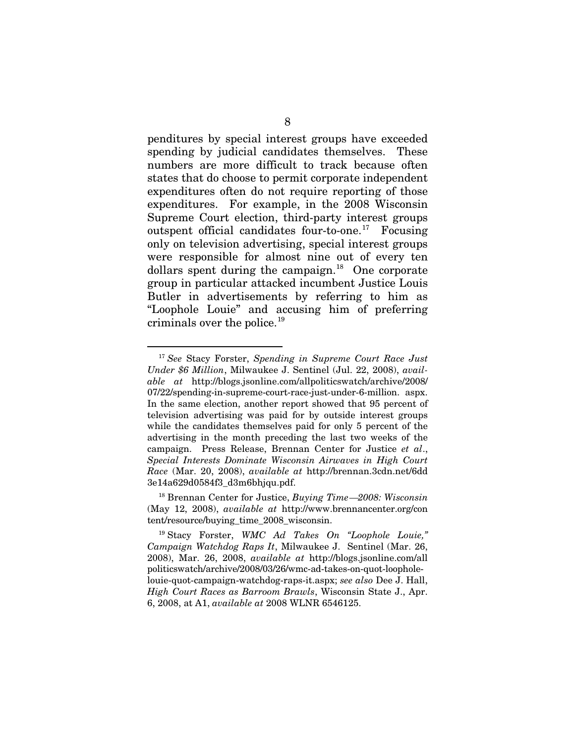penditures by special interest groups have exceeded spending by judicial candidates themselves. These numbers are more difficult to track because often states that do choose to permit corporate independent expenditures often do not require reporting of those expenditures. For example, in the 2008 Wisconsin Supreme Court election, third-party interest groups outspent official candidates four-to-one.[17] Focusing only on television advertising, special interest groups were responsible for almost nine out of every ten dollars spent during the campaign.[18] One corporate group in particular attacked incumbent Justice Louis Butler in advertisements by referring to him as "Loophole Louie" and accusing him of preferring criminals over the police.[19]

---

[17] *See* Stacy Forster, *Spending in Supreme Court Race Just Under $6 Million*, Milwaukee J. Sentinel (Jul. 22, 2008), *available at* http://blogs.jsonline.com/allpoliticswatch/archive/2008/07/22/spending-in-supreme-court-race-just-under-6-million. aspx. In the same election, another report showed that 95 percent of television advertising was paid for by outside interest groups while the candidates themselves paid for only 5 percent of the advertising in the month preceding the last two weeks of the campaign. Press Release, Brennan Center for Justice *et al*., *Special Interests Dominate Wisconsin Airwaves in High Court Race* (Mar. 20, 2008), *available at* http://brennan.3cdn.net/6dd3e14a629d0584f3_d3m6bhjqu.pdf.

[18] Brennan Center for Justice, *Buying Time—2008: Wisconsin* (May 12, 2008), *available at* http://www.brennancenter.org/content/resource/buying_time_2008_wisconsin.

[19] Stacy Forster, *WMC Ad Takes On "Loophole Louie," Campaign Watchdog Raps It*, Milwaukee J. Sentinel (Mar. 26, 2008), Mar. 26, 2008, *available at* http://blogs.jsonline.com/allpoliticswatch/archive/2008/03/26/wmc-ad-takes-on-quot-loophole-louie-quot-campaign-watchdog-raps-it.aspx; *see also* Dee J. Hall, *High Court Races as Barroom Brawls*, Wisconsin State J., Apr. 6, 2008, at A1, *available at* 2008 WLNR 6546125.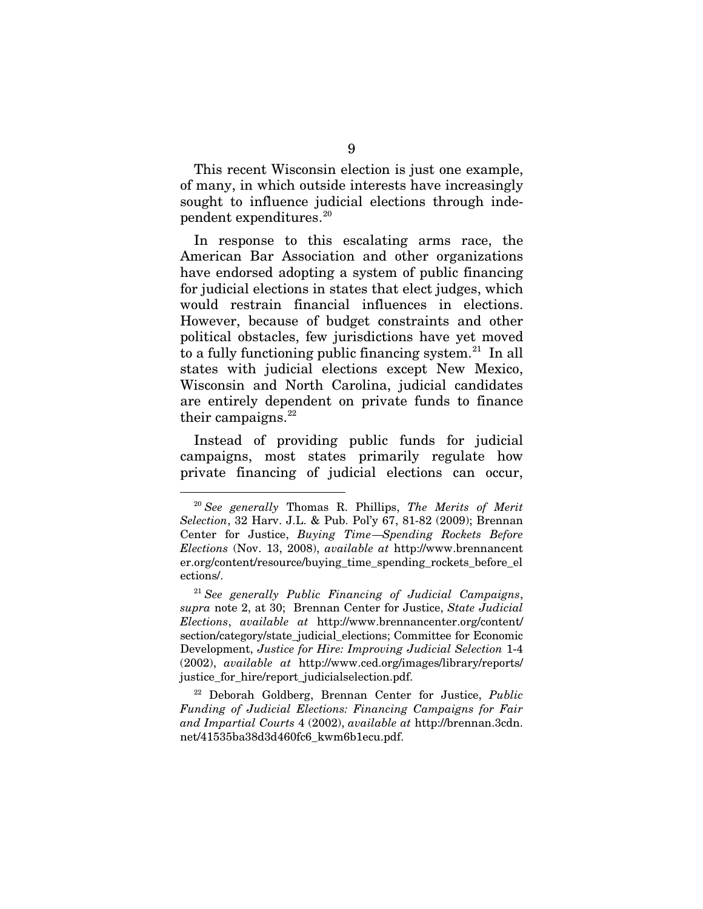This recent Wisconsin election is just one example, of many, in which outside interests have increasingly sought to influence judicial elections through independent expenditures.[20]

In response to this escalating arms race, the American Bar Association and other organizations have endorsed adopting a system of public financing for judicial elections in states that elect judges, which would restrain financial influences in elections. However, because of budget constraints and other political obstacles, few jurisdictions have yet moved to a fully functioning public financing system.[21] In all states with judicial elections except New Mexico, Wisconsin and North Carolina, judicial candidates are entirely dependent on private funds to finance their campaigns.[22]

Instead of providing public funds for judicial campaigns, most states primarily regulate how private financing of judicial elections can occur,

---

[20] *See generally* Thomas R. Phillips, *The Merits of Merit Selection*, 32 Harv. J.L. & Pub. Pol'y 67, 81-82 (2009); Brennan Center for Justice, *Buying Time—Spending Rockets Before Elections* (Nov. 13, 2008), *available at* http://www.brennancenter.org/content/resource/buying_time_spending_rockets_before_elections/.

[21] *See generally Public Financing of Judicial Campaigns*, *supra* note 2, at 30; Brennan Center for Justice, *State Judicial Elections*, *available at* http://www.brennancenter.org/content/section/category/state_judicial_elections; Committee for Economic Development, *Justice for Hire: Improving Judicial Selection* 1-4 (2002), *available at* http://www.ced.org/images/library/reports/justice_for_hire/report_judicialselection.pdf.

[22] Deborah Goldberg, Brennan Center for Justice, *Public Funding of Judicial Elections: Financing Campaigns for Fair and Impartial Courts* 4 (2002), *available at* http://brennan.3cdn.net/41535ba38d3d460fc6_kwm6b1ecu.pdf.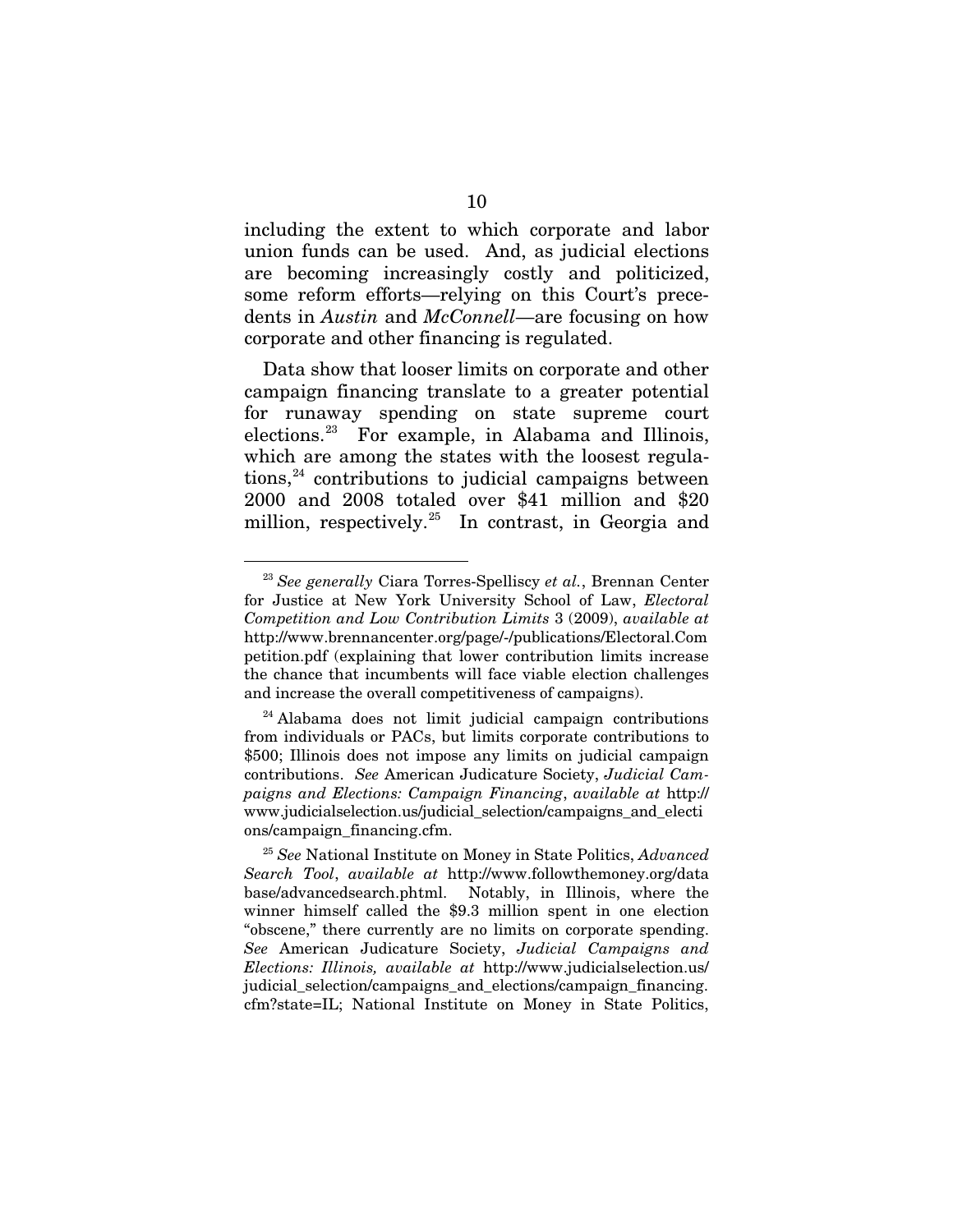including the extent to which corporate and labor union funds can be used. And, as judicial elections are becoming increasingly costly and politicized, some reform efforts—relying on this Court's precedents in *Austin* and *McConnell*—are focusing on how corporate and other financing is regulated.

Data show that looser limits on corporate and other campaign financing translate to a greater potential for runaway spending on state supreme court elections.[23] For example, in Alabama and Illinois, which are among the states with the loosest regulations,[24] contributions to judicial campaigns between 2000 and 2008 totaled over $41 million and $20 million, respectively.[25] In contrast, in Georgia and

---

[23] *See generally* Ciara Torres-Spelliscy *et al.*, Brennan Center for Justice at New York University School of Law, *Electoral Competition and Low Contribution Limits* 3 (2009), *available at* http://www.brennancenter.org/page/-/publications/Electoral.Competition.pdf (explaining that lower contribution limits increase the chance that incumbents will face viable election challenges and increase the overall competitiveness of campaigns).

[24] Alabama does not limit judicial campaign contributions from individuals or PACs, but limits corporate contributions to $500; Illinois does not impose any limits on judicial campaign contributions. *See* American Judicature Society, *Judicial Campaigns and Elections: Campaign Financing*, *available at* http://www.judicialselection.us/judicial_selection/campaigns_and_elections/campaign_financing.cfm.

[25] *See* National Institute on Money in State Politics, *Advanced Search Tool*, *available at* http://www.followthemoney.org/database/advancedsearch.phtml. Notably, in Illinois, where the winner himself called the $9.3 million spent in one election "obscene," there currently are no limits on corporate spending. *See* American Judicature Society, *Judicial Campaigns and Elections: Illinois, available at* http://www.judicialselection.us/judicial_selection/campaigns_and_elections/campaign_financing.cfm?state=IL; National Institute on Money in State Politics,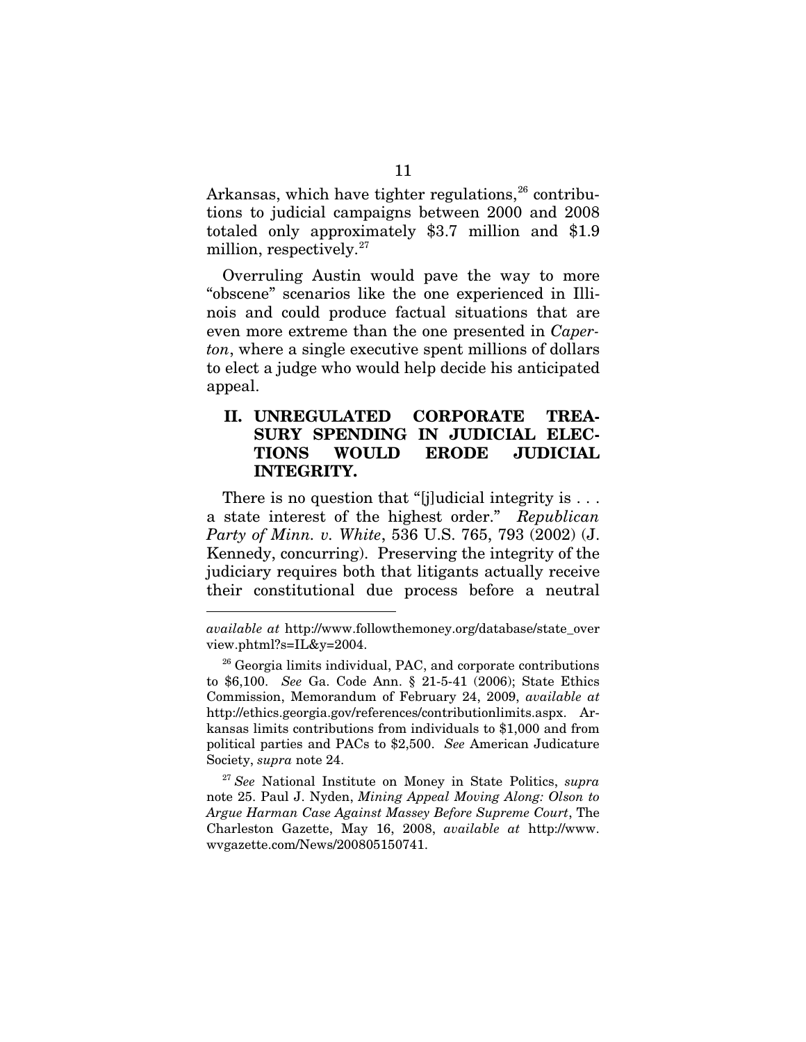Arkansas, which have tighter regulations,[26] contributions to judicial campaigns between 2000 and 2008 totaled only approximately $3.7 million and $1.9 million, respectively.[27]

Overruling Austin would pave the way to more "obscene" scenarios like the one experienced in Illinois and could produce factual situations that are even more extreme than the one presented in *Caperton*, where a single executive spent millions of dollars to elect a judge who would help decide his anticipated appeal.

## II. UNREGULATED CORPORATE TREASURY SPENDING IN JUDICIAL ELECTIONS WOULD ERODE JUDICIAL INTEGRITY.

There is no question that "[j]udicial integrity is . . . a state interest of the highest order." *Republican Party of Minn. v. White*, 536 U.S. 765, 793 (2002) (J. Kennedy, concurring). Preserving the integrity of the judiciary requires both that litigants actually receive their constitutional due process before a neutral

---

*available at* http://www.followthemoney.org/database/state_overview.phtml?s=IL&y=2004.

[26] Georgia limits individual, PAC, and corporate contributions to $6,100. *See* Ga. Code Ann. § 21-5-41 (2006); State Ethics Commission, Memorandum of February 24, 2009, *available at* http://ethics.georgia.gov/references/contributionlimits.aspx. Arkansas limits contributions from individuals to $1,000 and from political parties and PACs to $2,500. *See* American Judicature Society, *supra* note 24.

[27] *See* National Institute on Money in State Politics, *supra* note 25. Paul J. Nyden, *Mining Appeal Moving Along: Olson to Argue Harman Case Against Massey Before Supreme Court*, The Charleston Gazette, May 16, 2008, *available at* http://www.wvgazette.com/News/200805150741.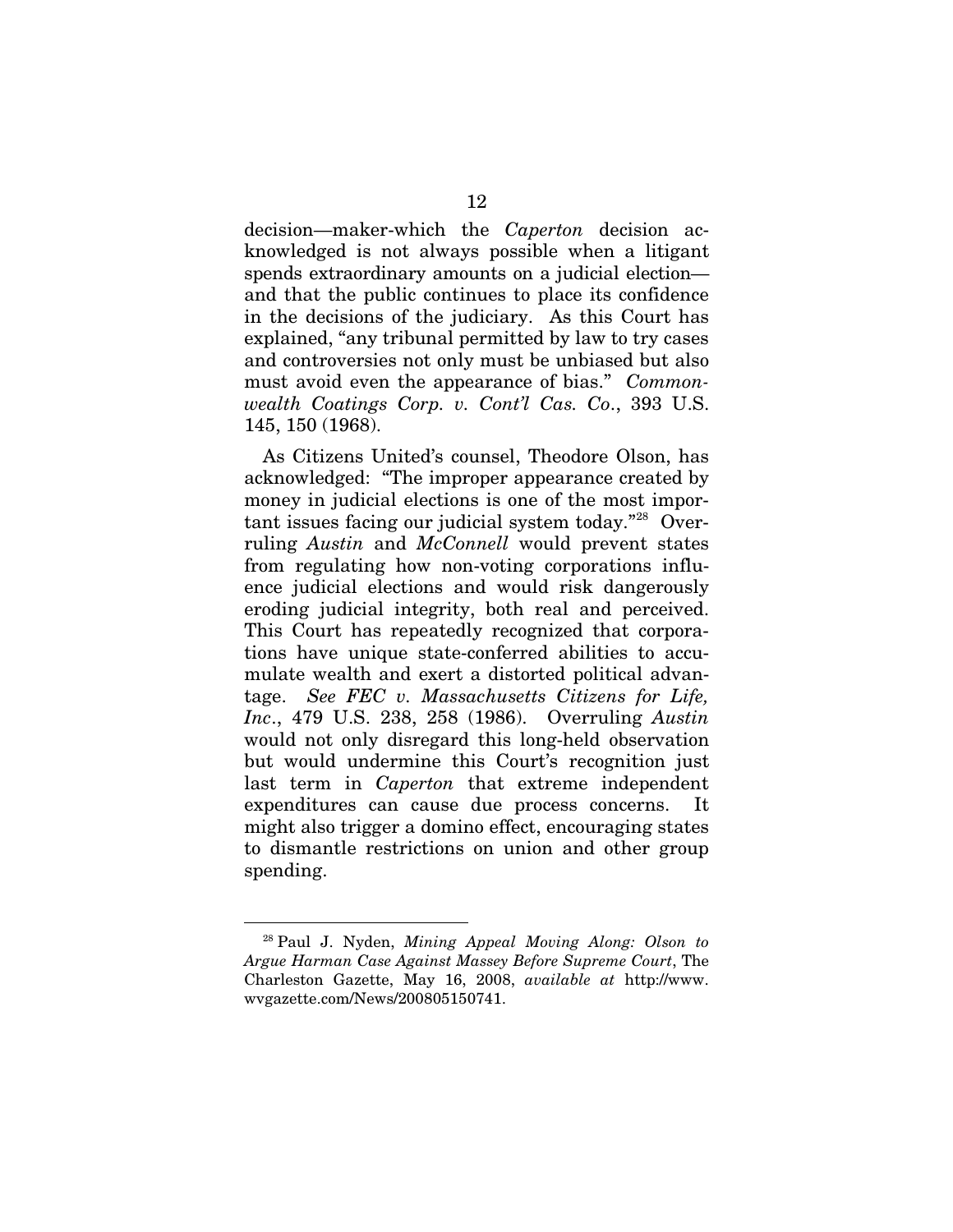decision—maker-which the *Caperton* decision acknowledged is not always possible when a litigant spends extraordinary amounts on a judicial election—and that the public continues to place its confidence in the decisions of the judiciary. As this Court has explained, "any tribunal permitted by law to try cases and controversies not only must be unbiased but also must avoid even the appearance of bias." *Commonwealth Coatings Corp. v. Cont'l Cas. Co.*, 393 U.S. 145, 150 (1968).

As Citizens United's counsel, Theodore Olson, has acknowledged: "The improper appearance created by money in judicial elections is one of the most important issues facing our judicial system today."[28] Overruling *Austin* and *McConnell* would prevent states from regulating how non-voting corporations influence judicial elections and would risk dangerously eroding judicial integrity, both real and perceived. This Court has repeatedly recognized that corporations have unique state-conferred abilities to accumulate wealth and exert a distorted political advantage. *See FEC v. Massachusetts Citizens for Life, Inc.*, 479 U.S. 238, 258 (1986). Overruling *Austin* would not only disregard this long-held observation but would undermine this Court's recognition just last term in *Caperton* that extreme independent expenditures can cause due process concerns. It might also trigger a domino effect, encouraging states to dismantle restrictions on union and other group spending.

---

[28] Paul J. Nyden, *Mining Appeal Moving Along: Olson to Argue Harman Case Against Massey Before Supreme Court*, The Charleston Gazette, May 16, 2008, *available at* http://www.wvgazette.com/News/200805150741.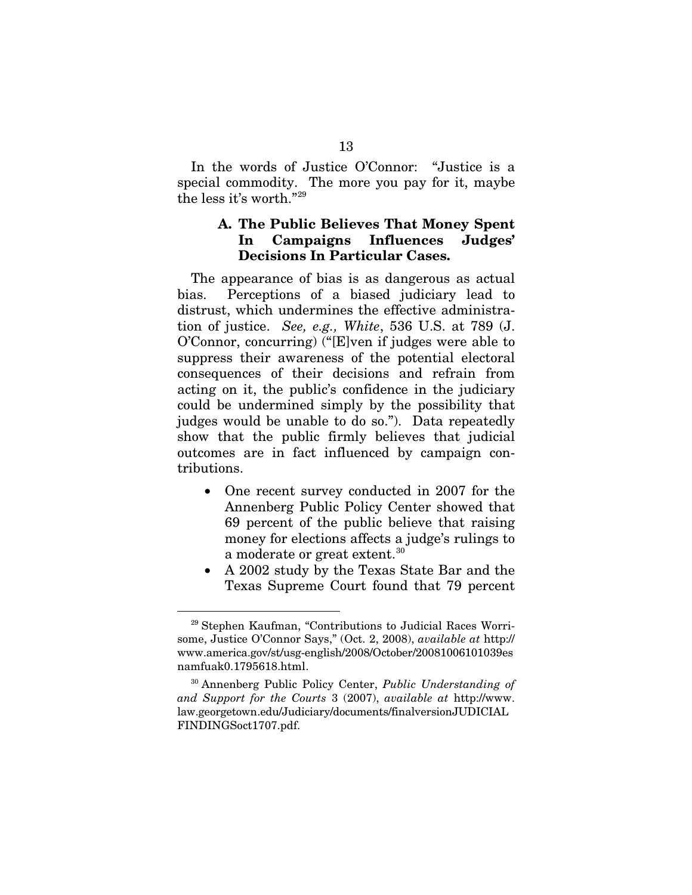In the words of Justice O'Connor: "Justice is a special commodity. The more you pay for it, maybe the less it's worth."[29]

### A. The Public Believes That Money Spent In Campaigns Influences Judges' Decisions In Particular Cases.

The appearance of bias is as dangerous as actual bias. Perceptions of a biased judiciary lead to distrust, which undermines the effective administration of justice. *See, e.g., White*, 536 U.S. at 789 (J. O'Connor, concurring) ("[E]ven if judges were able to suppress their awareness of the potential electoral consequences of their decisions and refrain from acting on it, the public's confidence in the judiciary could be undermined simply by the possibility that judges would be unable to do so."). Data repeatedly show that the public firmly believes that judicial outcomes are in fact influenced by campaign contributions.

- One recent survey conducted in 2007 for the Annenberg Public Policy Center showed that 69 percent of the public believe that raising money for elections affects a judge's rulings to a moderate or great extent.[30]
- A 2002 study by the Texas State Bar and the Texas Supreme Court found that 79 percent

---

[29] Stephen Kaufman, "Contributions to Judicial Races Worrisome, Justice O'Connor Says," (Oct. 2, 2008), *available at* http://www.america.gov/st/usg-english/2008/October/20081006101039esnamfuak0.1795618.html.

[30] Annenberg Public Policy Center, *Public Understanding of and Support for the Courts* 3 (2007), *available at* http://www.law.georgetown.edu/Judiciary/documents/finalversionJUDICIALFINDINGSoct1707.pdf.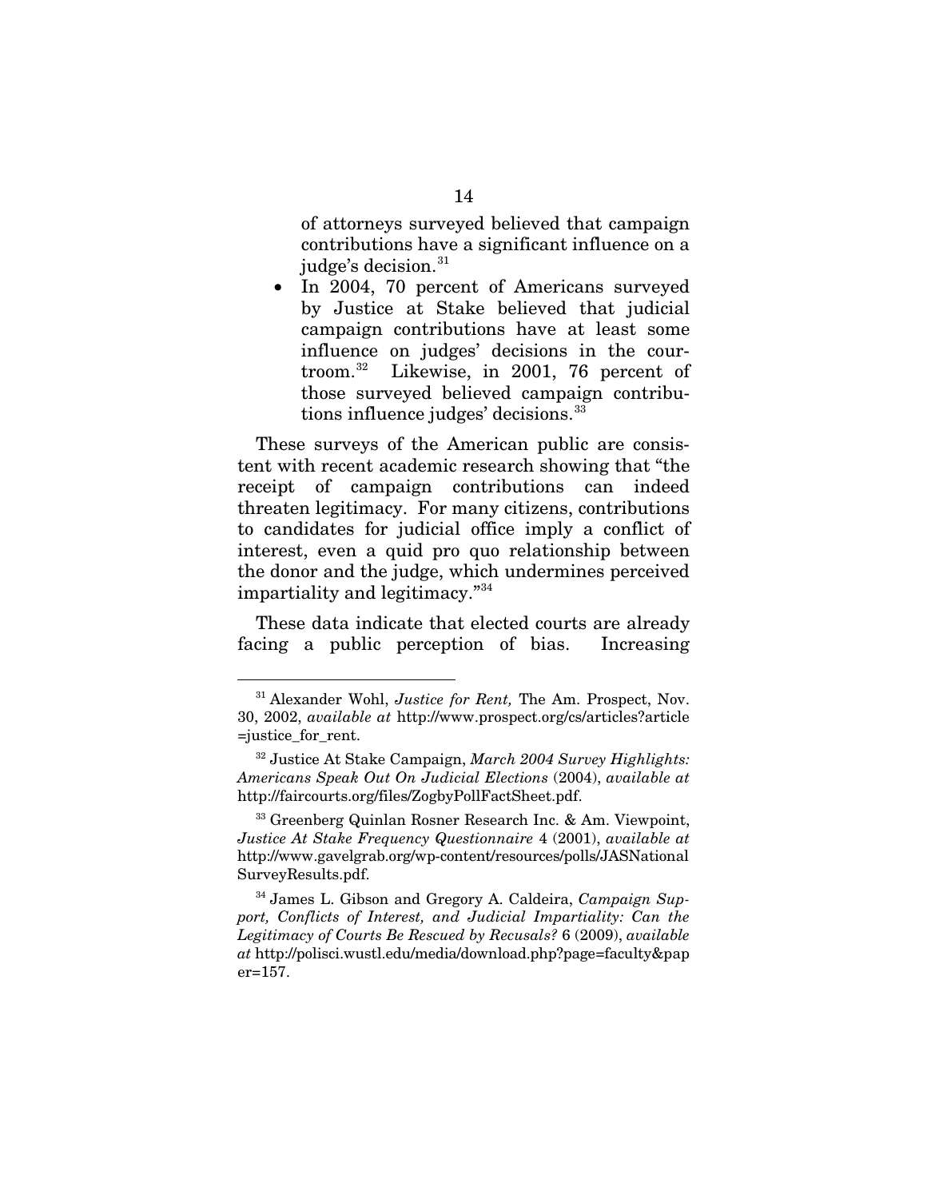of attorneys surveyed believed that campaign contributions have a significant influence on a judge's decision.[31]

- In 2004, 70 percent of Americans surveyed by Justice at Stake believed that judicial campaign contributions have at least some influence on judges' decisions in the courtroom.[32] Likewise, in 2001, 76 percent of those surveyed believed campaign contributions influence judges' decisions.[33]

These surveys of the American public are consistent with recent academic research showing that "the receipt of campaign contributions can indeed threaten legitimacy. For many citizens, contributions to candidates for judicial office imply a conflict of interest, even a quid pro quo relationship between the donor and the judge, which undermines perceived impartiality and legitimacy."[34]

These data indicate that elected courts are already facing a public perception of bias. Increasing

---

[31] Alexander Wohl, *Justice for Rent,* The Am. Prospect, Nov. 30, 2002, *available at* http://www.prospect.org/cs/articles?article=justice_for_rent.

[32] Justice At Stake Campaign, *March 2004 Survey Highlights: Americans Speak Out On Judicial Elections* (2004), *available at* http://faircourts.org/files/ZogbyPollFactSheet.pdf.

[33] Greenberg Quinlan Rosner Research Inc. & Am. Viewpoint, *Justice At Stake Frequency Questionnaire* 4 (2001), *available at* http://www.gavelgrab.org/wp-content/resources/polls/JASNationalSurveyResults.pdf.

[34] James L. Gibson and Gregory A. Caldeira, *Campaign Support, Conflicts of Interest, and Judicial Impartiality: Can the Legitimacy of Courts Be Rescued by Recusals?* 6 (2009), *available at* http://polisci.wustl.edu/media/download.php?page=faculty&paper=157.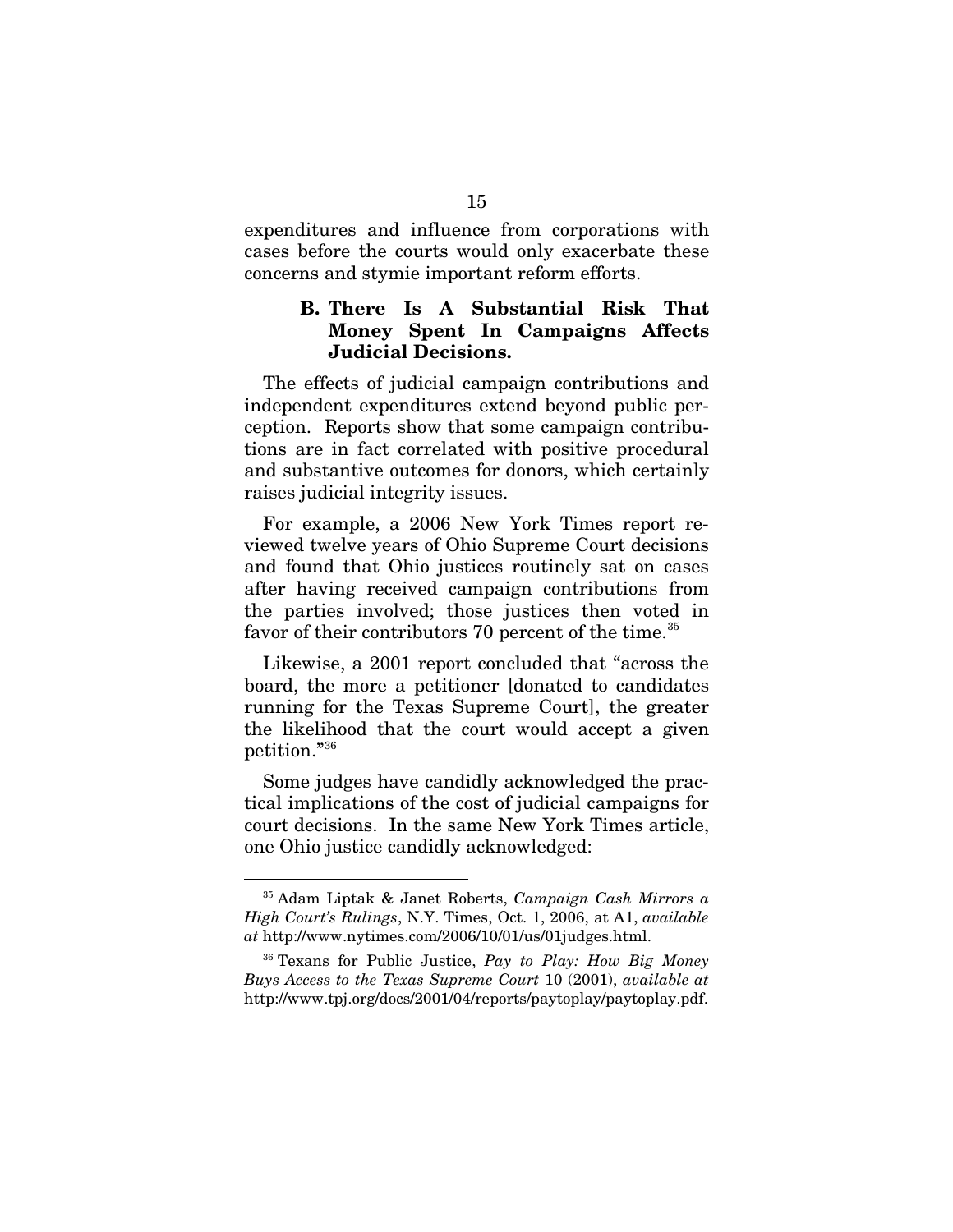expenditures and influence from corporations with cases before the courts would only exacerbate these concerns and stymie important reform efforts.

### B. There Is A Substantial Risk That Money Spent In Campaigns Affects Judicial Decisions.

The effects of judicial campaign contributions and independent expenditures extend beyond public perception. Reports show that some campaign contributions are in fact correlated with positive procedural and substantive outcomes for donors, which certainly raises judicial integrity issues.

For example, a 2006 New York Times report reviewed twelve years of Ohio Supreme Court decisions and found that Ohio justices routinely sat on cases after having received campaign contributions from the parties involved; those justices then voted in favor of their contributors 70 percent of the time.[35]

Likewise, a 2001 report concluded that "across the board, the more a petitioner [donated to candidates running for the Texas Supreme Court], the greater the likelihood that the court would accept a given petition."[36]

Some judges have candidly acknowledged the practical implications of the cost of judicial campaigns for court decisions. In the same New York Times article, one Ohio justice candidly acknowledged:

---

[35] Adam Liptak & Janet Roberts, *Campaign Cash Mirrors a High Court's Rulings*, N.Y. Times, Oct. 1, 2006, at A1, *available at* http://www.nytimes.com/2006/10/01/us/01judges.html.

[36] Texans for Public Justice, *Pay to Play: How Big Money Buys Access to the Texas Supreme Court* 10 (2001), *available at* http://www.tpj.org/docs/2001/04/reports/paytoplay/paytoplay.pdf.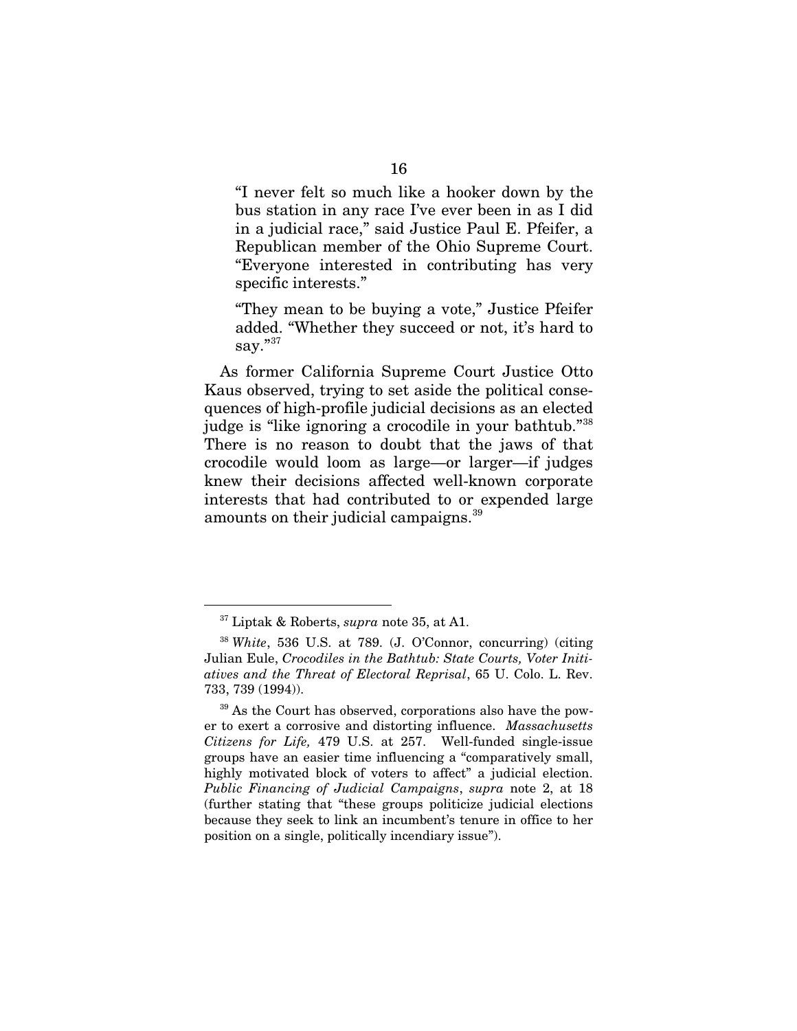> "I never felt so much like a hooker down by the bus station in any race I've ever been in as I did in a judicial race," said Justice Paul E. Pfeifer, a Republican member of the Ohio Supreme Court. "Everyone interested in contributing has very specific interests."
>
> "They mean to be buying a vote," Justice Pfeifer added. "Whether they succeed or not, it's hard to say."[37]

As former California Supreme Court Justice Otto Kaus observed, trying to set aside the political consequences of high-profile judicial decisions as an elected judge is "like ignoring a crocodile in your bathtub."[38] There is no reason to doubt that the jaws of that crocodile would loom as large—or larger—if judges knew their decisions affected well-known corporate interests that had contributed to or expended large amounts on their judicial campaigns.[39]

---

[37] Liptak & Roberts, *supra* note 35, at A1.

[38] *White*, 536 U.S. at 789. (J. O'Connor, concurring) (citing Julian Eule, *Crocodiles in the Bathtub: State Courts, Voter Initiatives and the Threat of Electoral Reprisal*, 65 U. Colo. L. Rev. 733, 739 (1994)).

[39] As the Court has observed, corporations also have the power to exert a corrosive and distorting influence. *Massachusetts Citizens for Life,* 479 U.S. at 257. Well-funded single-issue groups have an easier time influencing a "comparatively small, highly motivated block of voters to affect" a judicial election. *Public Financing of Judicial Campaigns*, *supra* note 2, at 18 (further stating that "these groups politicize judicial elections because they seek to link an incumbent's tenure in office to her position on a single, politically incendiary issue").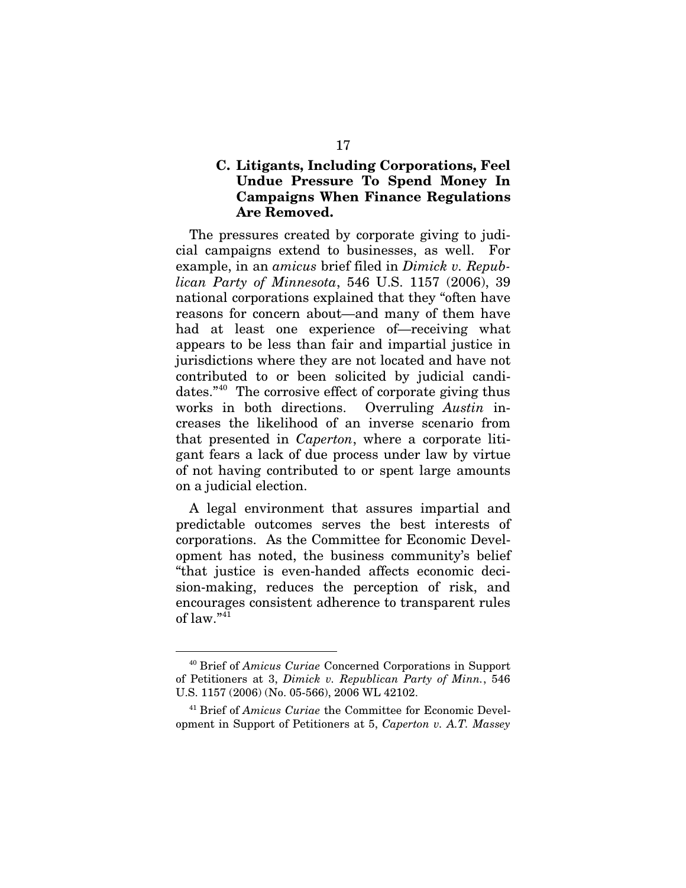### C. Litigants, Including Corporations, Feel Undue Pressure To Spend Money In Campaigns When Finance Regulations Are Removed.

The pressures created by corporate giving to judicial campaigns extend to businesses, as well. For example, in an *amicus* brief filed in *Dimick v. Republican Party of Minnesota*, 546 U.S. 1157 (2006), 39 national corporations explained that they "often have reasons for concern about—and many of them have had at least one experience of—receiving what appears to be less than fair and impartial justice in jurisdictions where they are not located and have not contributed to or been solicited by judicial candidates."[40] The corrosive effect of corporate giving thus works in both directions. Overruling *Austin* increases the likelihood of an inverse scenario from that presented in *Caperton*, where a corporate litigant fears a lack of due process under law by virtue of not having contributed to or spent large amounts on a judicial election.

A legal environment that assures impartial and predictable outcomes serves the best interests of corporations. As the Committee for Economic Development has noted, the business community's belief "that justice is even-handed affects economic decision-making, reduces the perception of risk, and encourages consistent adherence to transparent rules of law."[41]

---

[40] Brief of *Amicus Curiae* Concerned Corporations in Support of Petitioners at 3, *Dimick v. Republican Party of Minn.*, 546 U.S. 1157 (2006) (No. 05-566), 2006 WL 42102.

[41] Brief of *Amicus Curiae* the Committee for Economic Development in Support of Petitioners at 5, *Caperton v. A.T. Massey*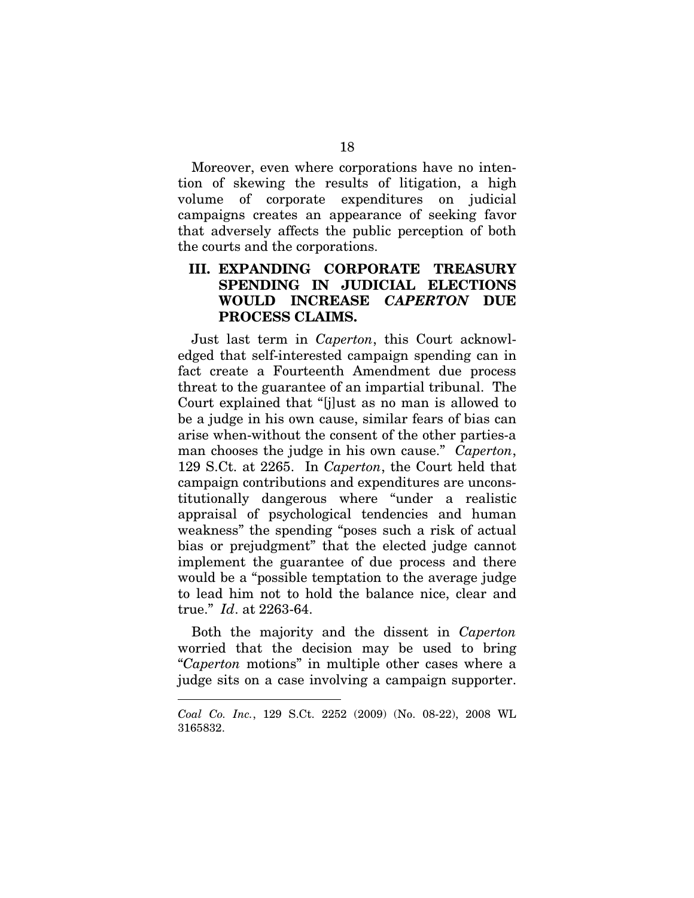Moreover, even where corporations have no intention of skewing the results of litigation, a high volume of corporate expenditures on judicial campaigns creates an appearance of seeking favor that adversely affects the public perception of both the courts and the corporations.

## III. EXPANDING CORPORATE TREASURY SPENDING IN JUDICIAL ELECTIONS WOULD INCREASE *CAPERTON* DUE PROCESS CLAIMS.

Just last term in *Caperton*, this Court acknowledged that self-interested campaign spending can in fact create a Fourteenth Amendment due process threat to the guarantee of an impartial tribunal. The Court explained that "[j]ust as no man is allowed to be a judge in his own cause, similar fears of bias can arise when-without the consent of the other parties-a man chooses the judge in his own cause." *Caperton*, 129 S.Ct. at 2265. In *Caperton*, the Court held that campaign contributions and expenditures are unconstitutionally dangerous where "under a realistic appraisal of psychological tendencies and human weakness" the spending "poses such a risk of actual bias or prejudgment" that the elected judge cannot implement the guarantee of due process and there would be a "possible temptation to the average judge to lead him not to hold the balance nice, clear and true." *Id*. at 2263-64.

Both the majority and the dissent in *Caperton* worried that the decision may be used to bring "*Caperton* motions" in multiple other cases where a judge sits on a case involving a campaign supporter.

---

*Coal Co. Inc.*, 129 S.Ct. 2252 (2009) (No. 08-22), 2008 WL 3165832.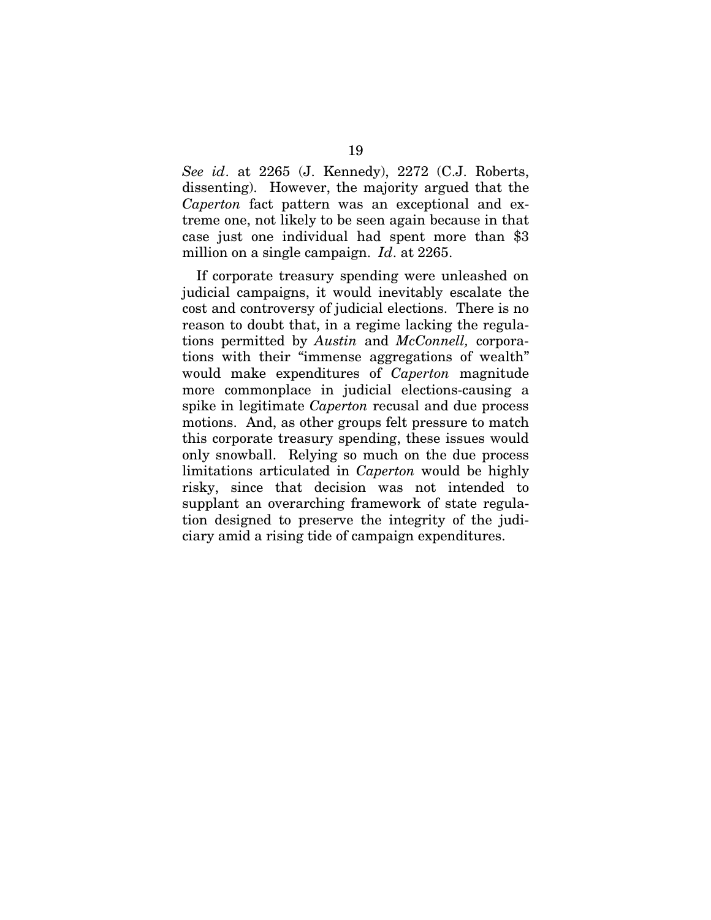*See id*. at 2265 (J. Kennedy), 2272 (C.J. Roberts, dissenting). However, the majority argued that the *Caperton* fact pattern was an exceptional and extreme one, not likely to be seen again because in that case just one individual had spent more than $3 million on a single campaign. *Id*. at 2265.

If corporate treasury spending were unleashed on judicial campaigns, it would inevitably escalate the cost and controversy of judicial elections. There is no reason to doubt that, in a regime lacking the regulations permitted by *Austin* and *McConnell,* corporations with their "immense aggregations of wealth" would make expenditures of *Caperton* magnitude more commonplace in judicial elections-causing a spike in legitimate *Caperton* recusal and due process motions. And, as other groups felt pressure to match this corporate treasury spending, these issues would only snowball. Relying so much on the due process limitations articulated in *Caperton* would be highly risky, since that decision was not intended to supplant an overarching framework of state regulation designed to preserve the integrity of the judiciary amid a rising tide of campaign expenditures.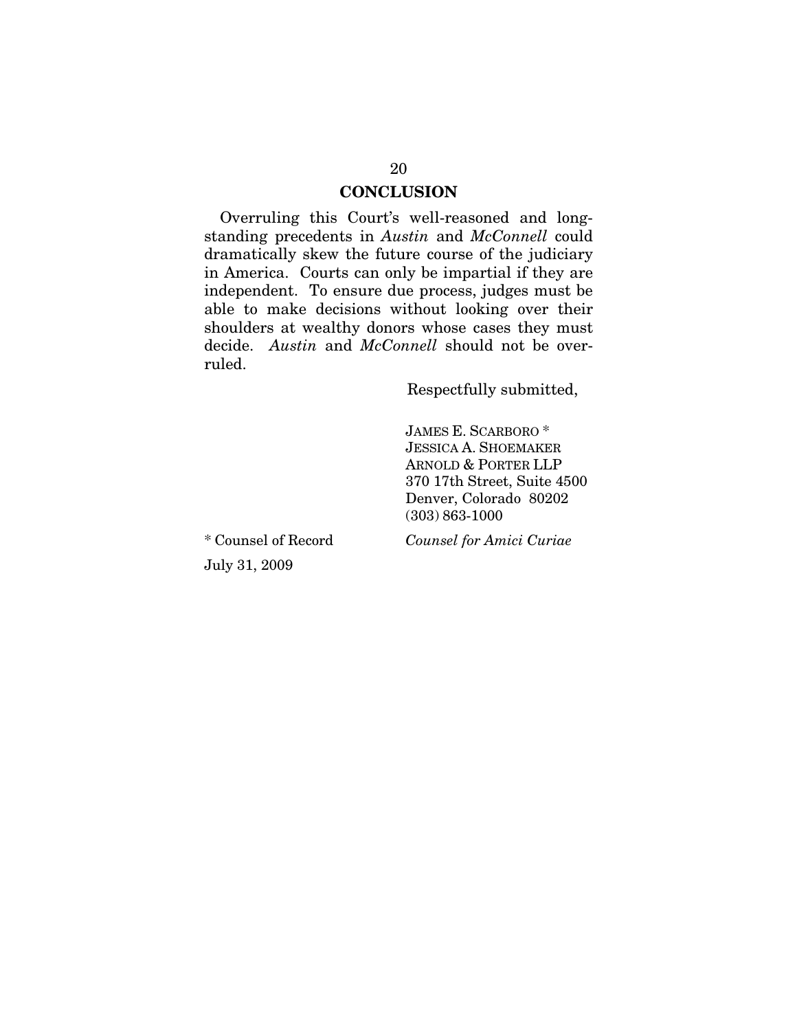## CONCLUSION

Overruling this Court's well-reasoned and long-standing precedents in *Austin* and *McConnell* could dramatically skew the future course of the judiciary in America. Courts can only be impartial if they are independent. To ensure due process, judges must be able to make decisions without looking over their shoulders at wealthy donors whose cases they must decide. *Austin* and *McConnell* should not be overruled.

Respectfully submitted,

JAMES E. SCARBORO *
JESSICA A. SHOEMAKER
ARNOLD & PORTER LLP
370 17th Street, Suite 4500
Denver, Colorado 80202
(303) 863-1000

*Counsel for Amici Curiae*

* Counsel of Record

July 31, 2009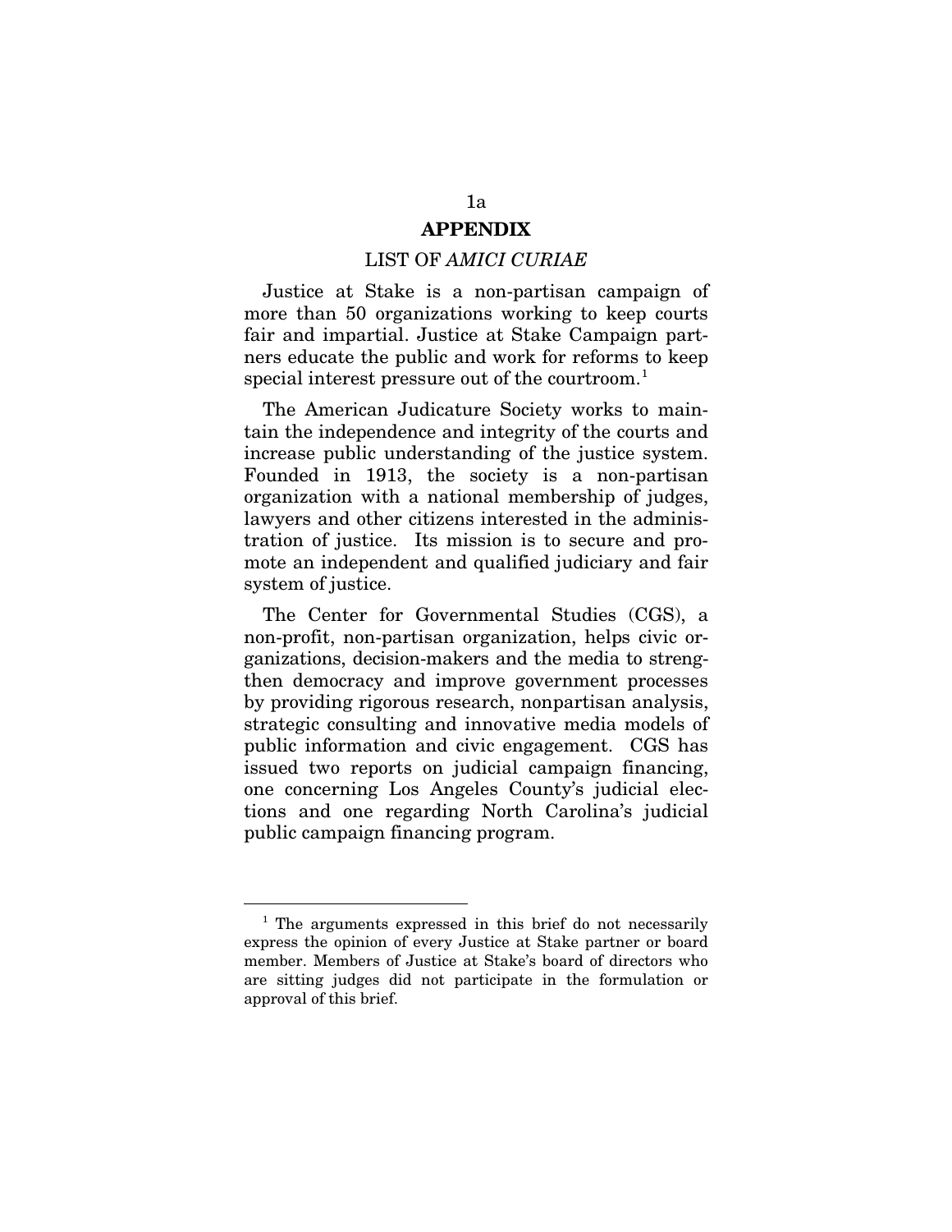# APPENDIX

## LIST OF *AMICI CURIAE*

Justice at Stake is a non-partisan campaign of more than 50 organizations working to keep courts fair and impartial. Justice at Stake Campaign partners educate the public and work for reforms to keep special interest pressure out of the courtroom.[1]

The American Judicature Society works to maintain the independence and integrity of the courts and increase public understanding of the justice system. Founded in 1913, the society is a non-partisan organization with a national membership of judges, lawyers and other citizens interested in the administration of justice. Its mission is to secure and promote an independent and qualified judiciary and fair system of justice.

The Center for Governmental Studies (CGS), a non-profit, non-partisan organization, helps civic organizations, decision-makers and the media to strengthen democracy and improve government processes by providing rigorous research, nonpartisan analysis, strategic consulting and innovative media models of public information and civic engagement. CGS has issued two reports on judicial campaign financing, one concerning Los Angeles County's judicial elections and one regarding North Carolina's judicial public campaign financing program.

---

[1] The arguments expressed in this brief do not necessarily express the opinion of every Justice at Stake partner or board member. Members of Justice at Stake's board of directors who are sitting judges did not participate in the formulation or approval of this brief.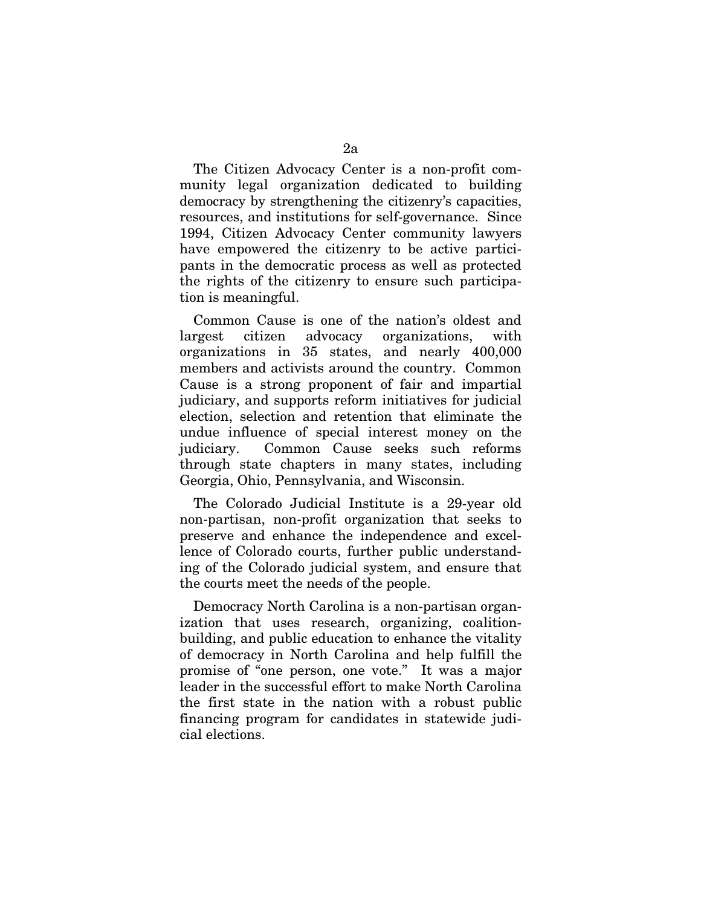The Citizen Advocacy Center is a non-profit community legal organization dedicated to building democracy by strengthening the citizenry's capacities, resources, and institutions for self-governance. Since 1994, Citizen Advocacy Center community lawyers have empowered the citizenry to be active participants in the democratic process as well as protected the rights of the citizenry to ensure such participation is meaningful.

Common Cause is one of the nation's oldest and largest citizen advocacy organizations, with organizations in 35 states, and nearly 400,000 members and activists around the country. Common Cause is a strong proponent of fair and impartial judiciary, and supports reform initiatives for judicial election, selection and retention that eliminate the undue influence of special interest money on the judiciary. Common Cause seeks such reforms through state chapters in many states, including Georgia, Ohio, Pennsylvania, and Wisconsin.

The Colorado Judicial Institute is a 29-year old non-partisan, non-profit organization that seeks to preserve and enhance the independence and excellence of Colorado courts, further public understanding of the Colorado judicial system, and ensure that the courts meet the needs of the people.

Democracy North Carolina is a non-partisan organization that uses research, organizing, coalition-building, and public education to enhance the vitality of democracy in North Carolina and help fulfill the promise of "one person, one vote." It was a major leader in the successful effort to make North Carolina the first state in the nation with a robust public financing program for candidates in statewide judicial elections.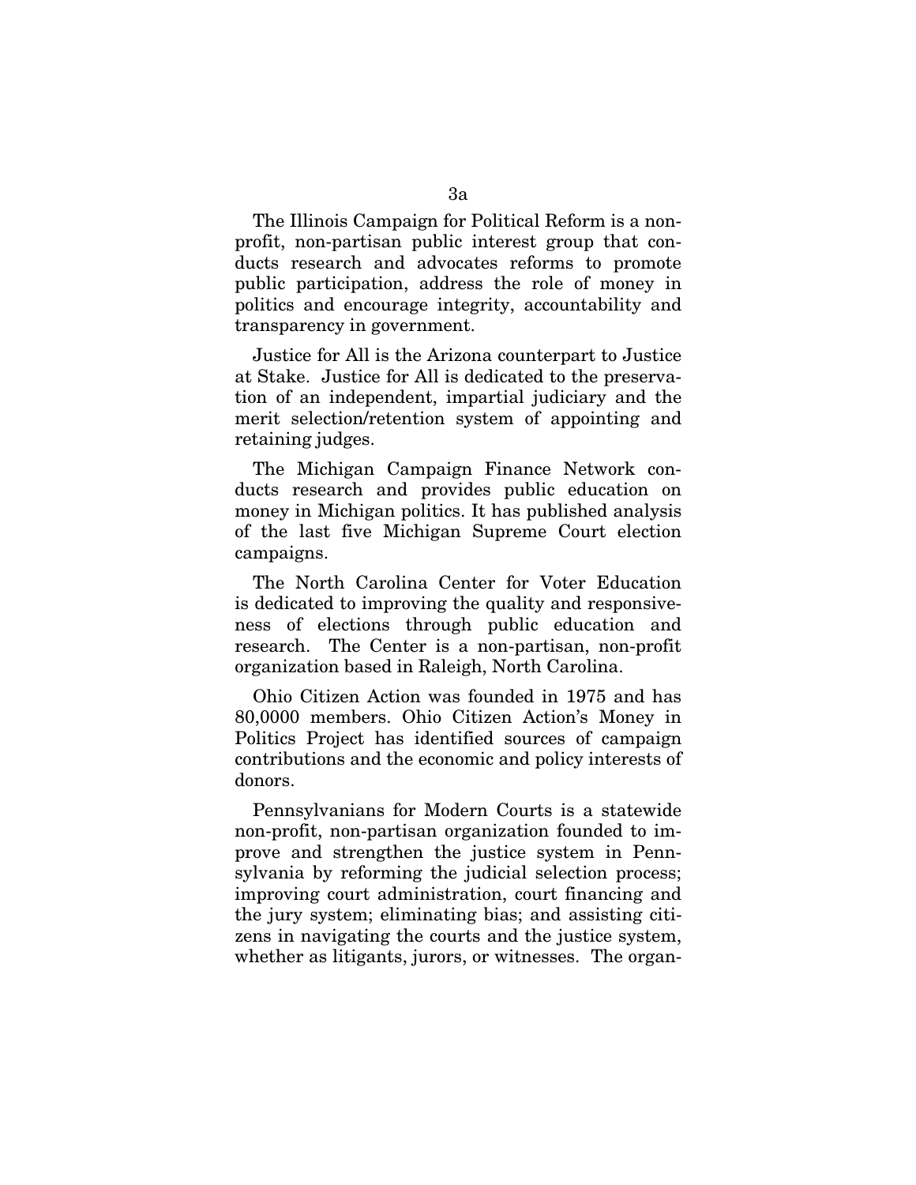The Illinois Campaign for Political Reform is a non-profit, non-partisan public interest group that conducts research and advocates reforms to promote public participation, address the role of money in politics and encourage integrity, accountability and transparency in government.

Justice for All is the Arizona counterpart to Justice at Stake. Justice for All is dedicated to the preservation of an independent, impartial judiciary and the merit selection/retention system of appointing and retaining judges.

The Michigan Campaign Finance Network conducts research and provides public education on money in Michigan politics. It has published analysis of the last five Michigan Supreme Court election campaigns.

The North Carolina Center for Voter Education is dedicated to improving the quality and responsiveness of elections through public education and research. The Center is a non-partisan, non-profit organization based in Raleigh, North Carolina.

Ohio Citizen Action was founded in 1975 and has 80,0000 members. Ohio Citizen Action's Money in Politics Project has identified sources of campaign contributions and the economic and policy interests of donors.

Pennsylvanians for Modern Courts is a statewide non-profit, non-partisan organization founded to improve and strengthen the justice system in Pennsylvania by reforming the judicial selection process; improving court administration, court financing and the jury system; eliminating bias; and assisting citizens in navigating the courts and the justice system, whether as litigants, jurors, or witnesses. The organ-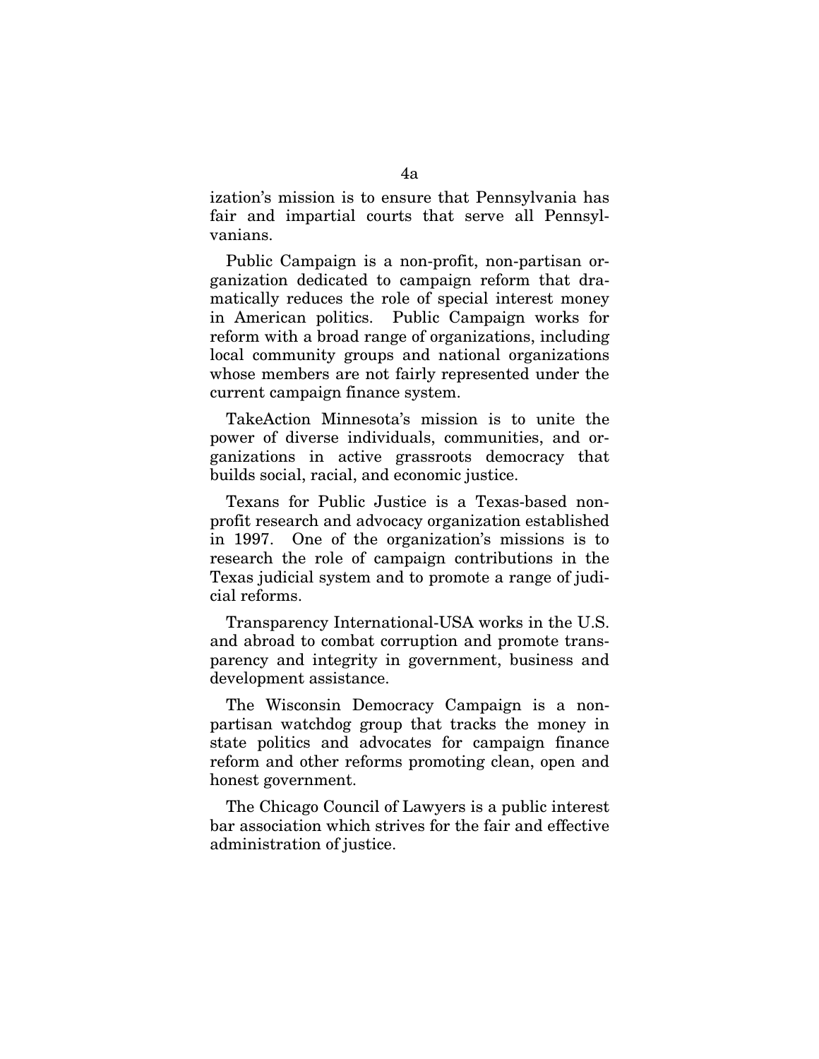ization's mission is to ensure that Pennsylvania has fair and impartial courts that serve all Pennsylvanians.

Public Campaign is a non-profit, non-partisan organization dedicated to campaign reform that dramatically reduces the role of special interest money in American politics. Public Campaign works for reform with a broad range of organizations, including local community groups and national organizations whose members are not fairly represented under the current campaign finance system.

TakeAction Minnesota's mission is to unite the power of diverse individuals, communities, and organizations in active grassroots democracy that builds social, racial, and economic justice.

Texans for Public Justice is a Texas-based nonprofit research and advocacy organization established in 1997. One of the organization's missions is to research the role of campaign contributions in the Texas judicial system and to promote a range of judicial reforms.

Transparency International-USA works in the U.S. and abroad to combat corruption and promote transparency and integrity in government, business and development assistance.

The Wisconsin Democracy Campaign is a nonpartisan watchdog group that tracks the money in state politics and advocates for campaign finance reform and other reforms promoting clean, open and honest government.

The Chicago Council of Lawyers is a public interest bar association which strives for the fair and effective administration of justice.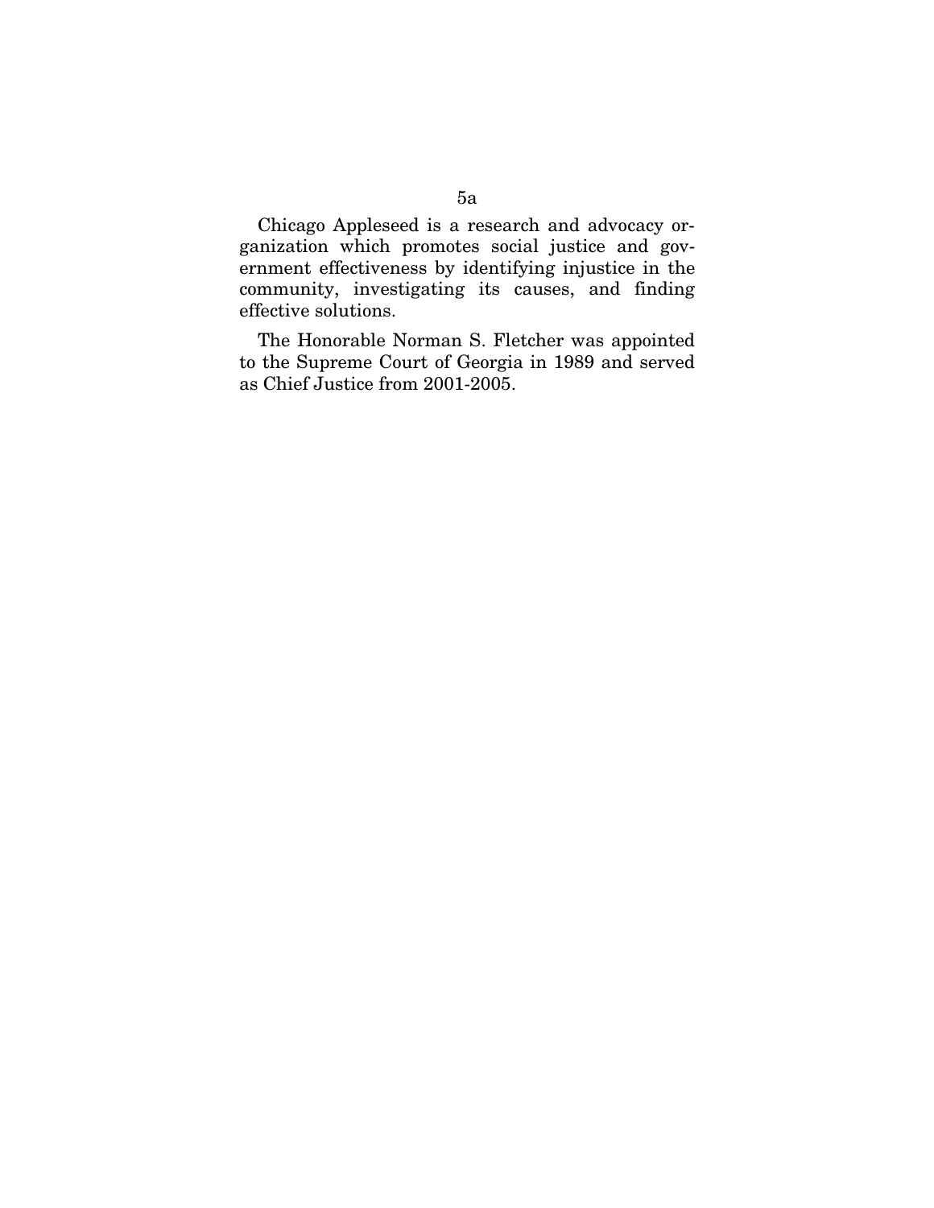Chicago Appleseed is a research and advocacy organization which promotes social justice and government effectiveness by identifying injustice in the community, investigating its causes, and finding effective solutions.

The Honorable Norman S. Fletcher was appointed to the Supreme Court of Georgia in 1989 and served as Chief Justice from 2001-2005.